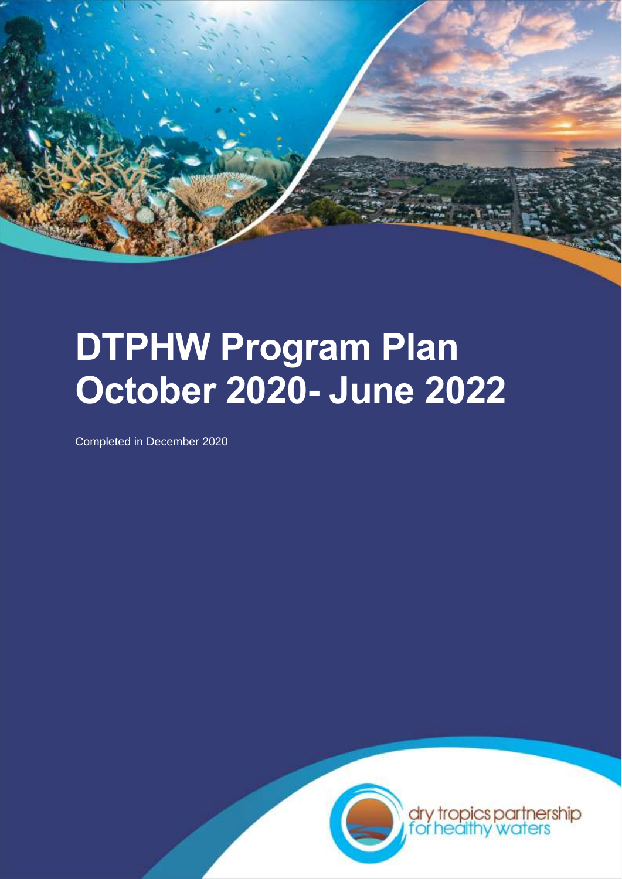# DTPHW Program Plan October 2020- June 2022

Completed in December 2020

dry tropics partnership for healthy waters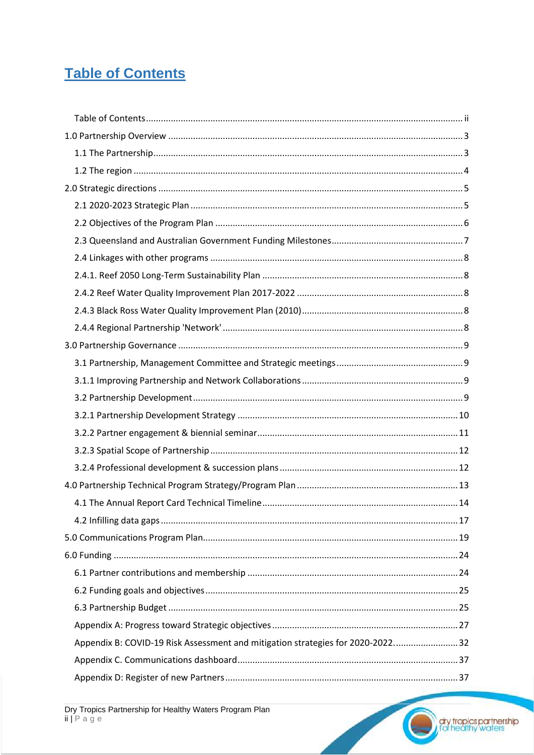# Table of Contents

Table of Contents ........ ii

1.0 Partnership Overview ........ 3

1.1 The Partnership ........ 3

1.2 The region ........ 4

2.0 Strategic directions ........ 5

2.1 2020-2023 Strategic Plan ........ 5

2.2 Objectives of the Program Plan ........ 6

2.3 Queensland and Australian Government Funding Milestones ........ 7

2.4 Linkages with other programs ........ 8

2.4.1. Reef 2050 Long-Term Sustainability Plan ........ 8

2.4.2 Reef Water Quality Improvement Plan 2017-2022 ........ 8

2.4.3 Black Ross Water Quality Improvement Plan (2010) ........ 8

2.4.4 Regional Partnership 'Network' ........ 8

3.0 Partnership Governance ........ 9

3.1 Partnership, Management Committee and Strategic meetings ........ 9

3.1.1 Improving Partnership and Network Collaborations ........ 9

3.2 Partnership Development ........ 9

3.2.1 Partnership Development Strategy ........ 10

3.2.2 Partner engagement & biennial seminar ........ 11

3.2.3 Spatial Scope of Partnership ........ 12

3.2.4 Professional development & succession plans ........ 12

4.0 Partnership Technical Program Strategy/Program Plan ........ 13

4.1 The Annual Report Card Technical Timeline ........ 14

4.2 Infilling data gaps ........ 17

5.0 Communications Program Plan ........ 19

6.0 Funding ........ 24

6.1 Partner contributions and membership ........ 24

6.2 Funding goals and objectives ........ 25

6.3 Partnership Budget ........ 25

Appendix A: Progress toward Strategic objectives ........ 27

Appendix B: COVID-19 Risk Assessment and mitigation strategies for 2020-2022. ........ 32

Appendix C. Communications dashboard ........ 37

Appendix D: Register of new Partners ........ 37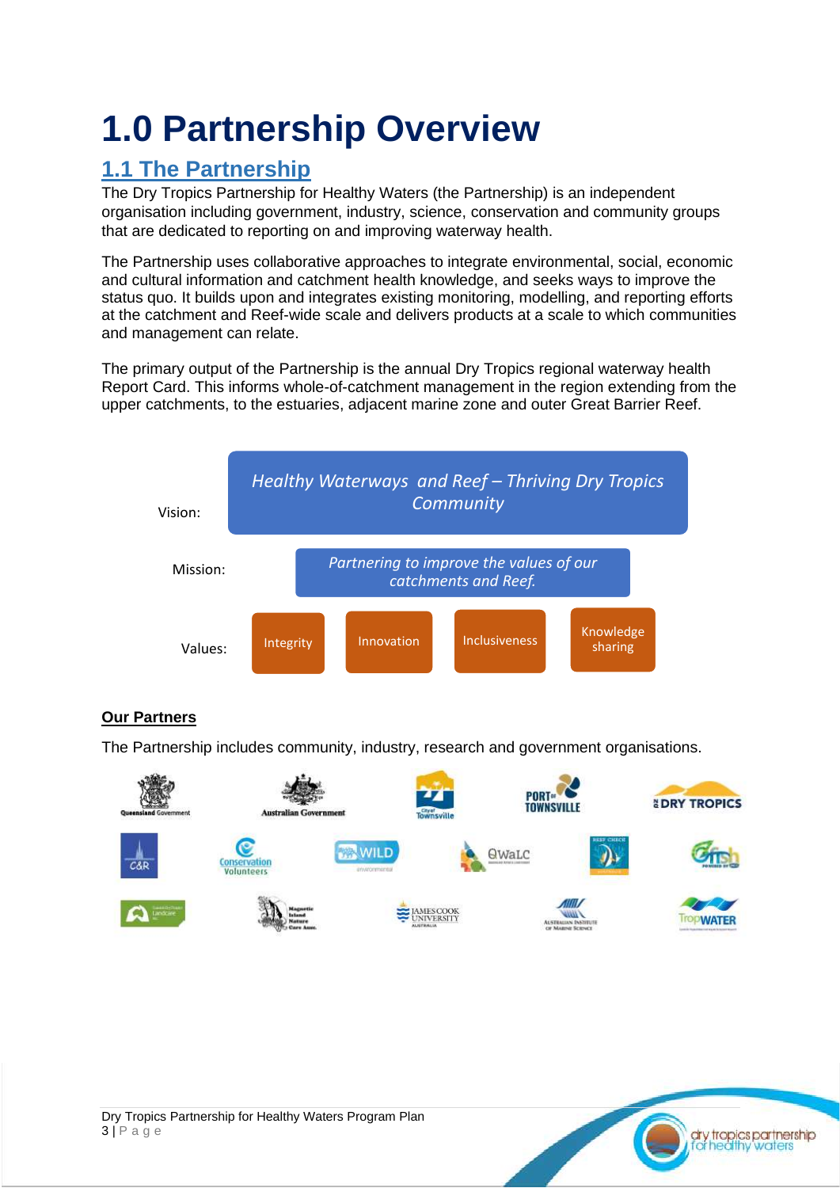# 1.0 Partnership Overview

## 1.1 The Partnership

The Dry Tropics Partnership for Healthy Waters (the Partnership) is an independent organisation including government, industry, science, conservation and community groups that are dedicated to reporting on and improving waterway health.

The Partnership uses collaborative approaches to integrate environmental, social, economic and cultural information and catchment health knowledge, and seeks ways to improve the status quo. It builds upon and integrates existing monitoring, modelling, and reporting efforts at the catchment and Reef-wide scale and delivers products at a scale to which communities and management can relate.

The primary output of the Partnership is the annual Dry Tropics regional waterway health Report Card. This informs whole-of-catchment management in the region extending from the upper catchments, to the estuaries, adjacent marine zone and outer Great Barrier Reef.

Vision: *Healthy Waterways and Reef – Thriving Dry Tropics Community*

Mission: *Partnering to improve the values of our catchments and Reef.*

Values: Integrity | Innovation | Inclusiveness | Knowledge sharing

**Our Partners**

The Partnership includes community, industry, research and government organisations.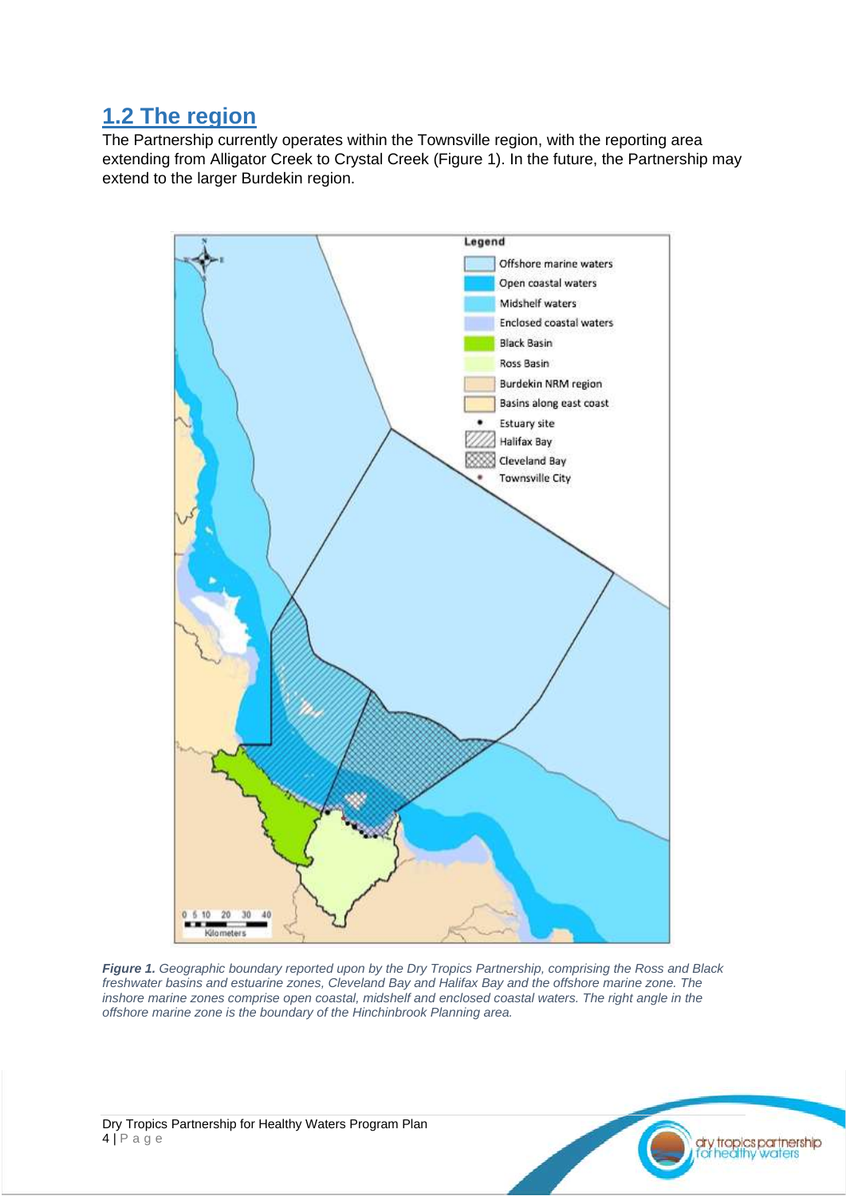## 1.2 The region

The Partnership currently operates within the Townsville region, with the reporting area extending from Alligator Creek to Crystal Creek (Figure 1). In the future, the Partnership may extend to the larger Burdekin region.

***Figure 1.*** *Geographic boundary reported upon by the Dry Tropics Partnership, comprising the Ross and Black freshwater basins and estuarine zones, Cleveland Bay and Halifax Bay and the offshore marine zone. The inshore marine zones comprise open coastal, midshelf and enclosed coastal waters. The right angle in the offshore marine zone is the boundary of the Hinchinbrook Planning area.*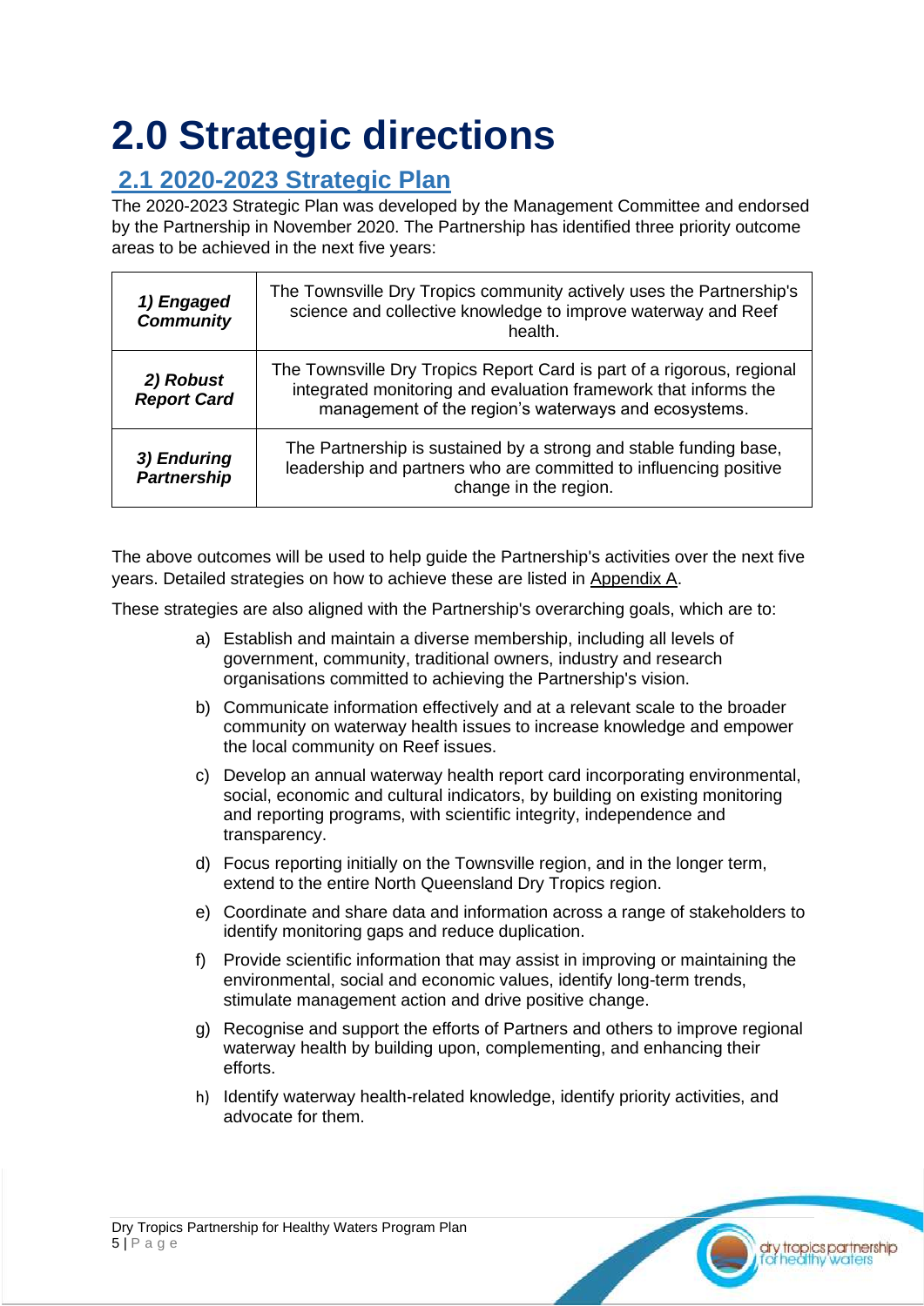# 2.0 Strategic directions

## 2.1 2020-2023 Strategic Plan

The 2020-2023 Strategic Plan was developed by the Management Committee and endorsed by the Partnership in November 2020. The Partnership has identified three priority outcome areas to be achieved in the next five years:

| | |
|---|---|
| ***1) Engaged Community*** | The Townsville Dry Tropics community actively uses the Partnership's science and collective knowledge to improve waterway and Reef health. |
| ***2) Robust Report Card*** | The Townsville Dry Tropics Report Card is part of a rigorous, regional integrated monitoring and evaluation framework that informs the management of the region's waterways and ecosystems. |
| ***3) Enduring Partnership*** | The Partnership is sustained by a strong and stable funding base, leadership and partners who are committed to influencing positive change in the region. |

The above outcomes will be used to help guide the Partnership's activities over the next five years. Detailed strategies on how to achieve these are listed in Appendix A.

These strategies are also aligned with the Partnership's overarching goals, which are to:

a) Establish and maintain a diverse membership, including all levels of government, community, traditional owners, industry and research organisations committed to achieving the Partnership's vision.

b) Communicate information effectively and at a relevant scale to the broader community on waterway health issues to increase knowledge and empower the local community on Reef issues.

c) Develop an annual waterway health report card incorporating environmental, social, economic and cultural indicators, by building on existing monitoring and reporting programs, with scientific integrity, independence and transparency.

d) Focus reporting initially on the Townsville region, and in the longer term, extend to the entire North Queensland Dry Tropics region.

e) Coordinate and share data and information across a range of stakeholders to identify monitoring gaps and reduce duplication.

f) Provide scientific information that may assist in improving or maintaining the environmental, social and economic values, identify long-term trends, stimulate management action and drive positive change.

g) Recognise and support the efforts of Partners and others to improve regional waterway health by building upon, complementing, and enhancing their efforts.

h) Identify waterway health-related knowledge, identify priority activities, and advocate for them.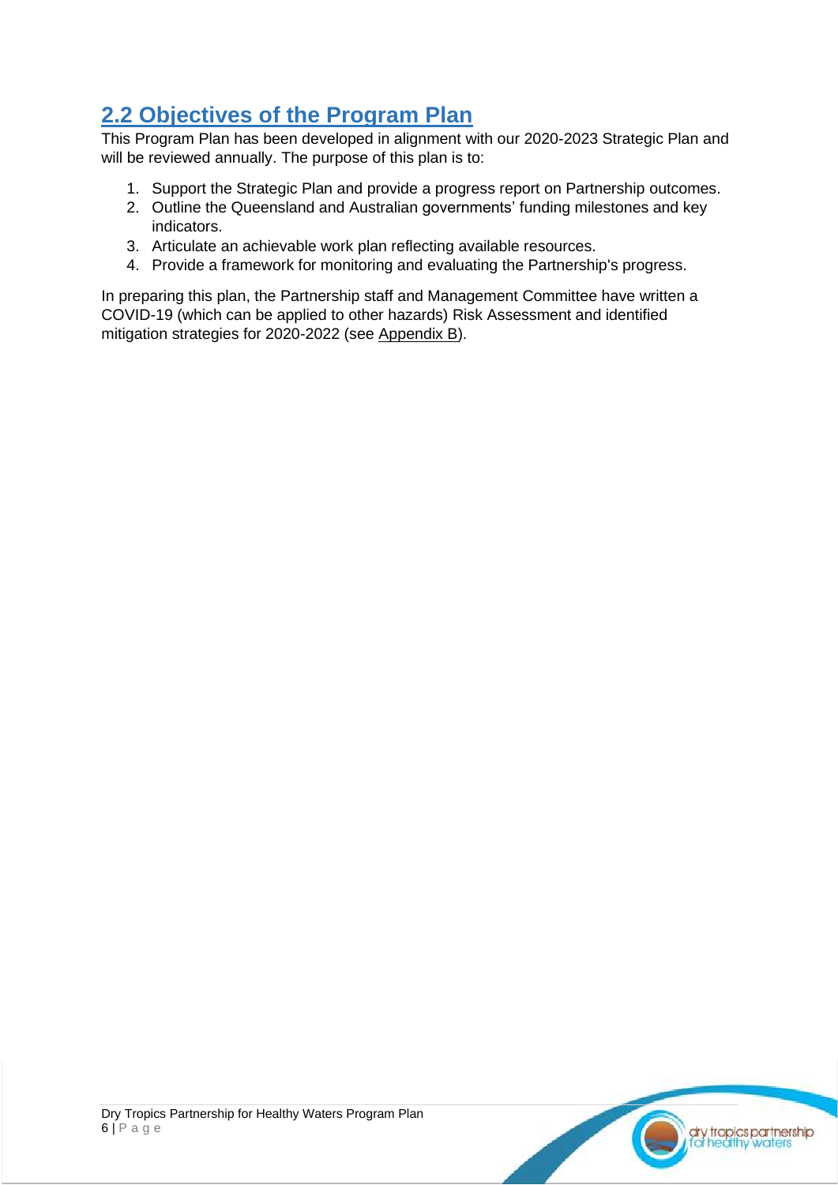## 2.2 Objectives of the Program Plan

This Program Plan has been developed in alignment with our 2020-2023 Strategic Plan and will be reviewed annually. The purpose of this plan is to:

1. Support the Strategic Plan and provide a progress report on Partnership outcomes.
2. Outline the Queensland and Australian governments' funding milestones and key indicators.
3. Articulate an achievable work plan reflecting available resources.
4. Provide a framework for monitoring and evaluating the Partnership's progress.

In preparing this plan, the Partnership staff and Management Committee have written a COVID-19 (which can be applied to other hazards) Risk Assessment and identified mitigation strategies for 2020-2022 (see Appendix B).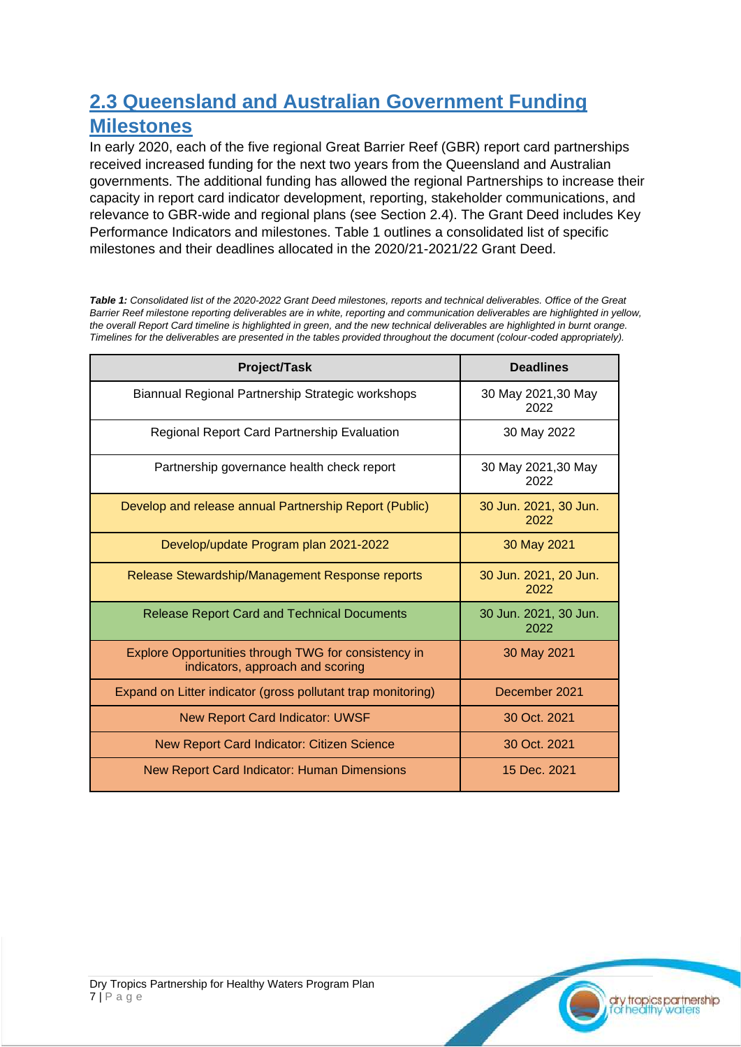## 2.3 Queensland and Australian Government Funding Milestones

In early 2020, each of the five regional Great Barrier Reef (GBR) report card partnerships received increased funding for the next two years from the Queensland and Australian governments. The additional funding has allowed the regional Partnerships to increase their capacity in report card indicator development, reporting, stakeholder communications, and relevance to GBR-wide and regional plans (see Section 2.4). The Grant Deed includes Key Performance Indicators and milestones. Table 1 outlines a consolidated list of specific milestones and their deadlines allocated in the 2020/21-2021/22 Grant Deed.

***Table 1:*** *Consolidated list of the 2020-2022 Grant Deed milestones, reports and technical deliverables. Office of the Great Barrier Reef milestone reporting deliverables are in white, reporting and communication deliverables are highlighted in yellow, the overall Report Card timeline is highlighted in green, and the new technical deliverables are highlighted in burnt orange. Timelines for the deliverables are presented in the tables provided throughout the document (colour-coded appropriately).*

| Project/Task | Deadlines |
|---|---|
| Biannual Regional Partnership Strategic workshops | 30 May 2021,30 May 2022 |
| Regional Report Card Partnership Evaluation | 30 May 2022 |
| Partnership governance health check report | 30 May 2021,30 May 2022 |
| Develop and release annual Partnership Report (Public) | 30 Jun. 2021, 30 Jun. 2022 |
| Develop/update Program plan 2021-2022 | 30 May 2021 |
| Release Stewardship/Management Response reports | 30 Jun. 2021, 20 Jun. 2022 |
| Release Report Card and Technical Documents | 30 Jun. 2021, 30 Jun. 2022 |
| Explore Opportunities through TWG for consistency in indicators, approach and scoring | 30 May 2021 |
| Expand on Litter indicator (gross pollutant trap monitoring) | December 2021 |
| New Report Card Indicator: UWSF | 30 Oct. 2021 |
| New Report Card Indicator: Citizen Science | 30 Oct. 2021 |
| New Report Card Indicator: Human Dimensions | 15 Dec. 2021 |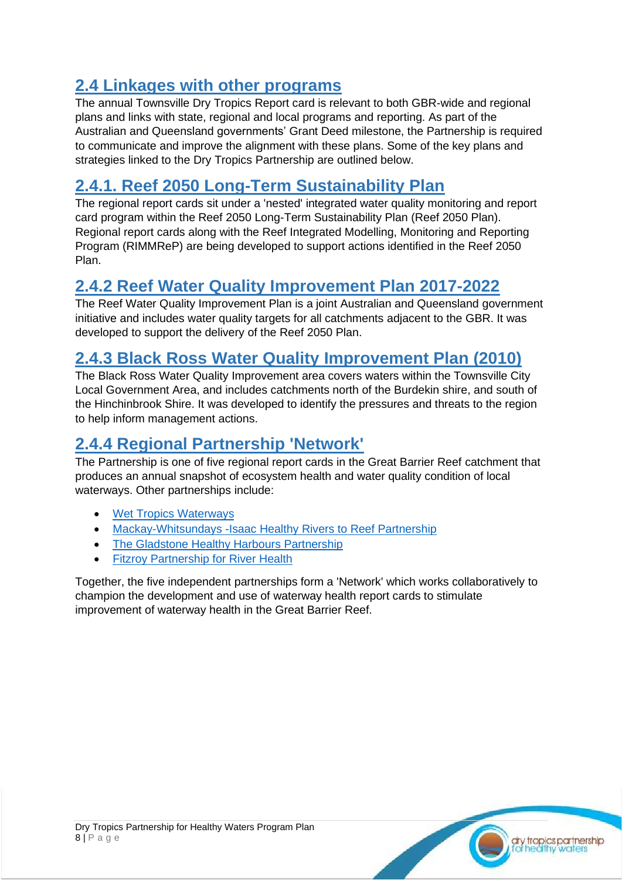## 2.4 Linkages with other programs

The annual Townsville Dry Tropics Report card is relevant to both GBR-wide and regional plans and links with state, regional and local programs and reporting. As part of the Australian and Queensland governments' Grant Deed milestone, the Partnership is required to communicate and improve the alignment with these plans. Some of the key plans and strategies linked to the Dry Tropics Partnership are outlined below.

### 2.4.1. Reef 2050 Long-Term Sustainability Plan

The regional report cards sit under a 'nested' integrated water quality monitoring and report card program within the Reef 2050 Long-Term Sustainability Plan (Reef 2050 Plan). Regional report cards along with the Reef Integrated Modelling, Monitoring and Reporting Program (RIMMReP) are being developed to support actions identified in the Reef 2050 Plan.

### 2.4.2 Reef Water Quality Improvement Plan 2017-2022

The Reef Water Quality Improvement Plan is a joint Australian and Queensland government initiative and includes water quality targets for all catchments adjacent to the GBR. It was developed to support the delivery of the Reef 2050 Plan.

### 2.4.3 Black Ross Water Quality Improvement Plan (2010)

The Black Ross Water Quality Improvement area covers waters within the Townsville City Local Government Area, and includes catchments north of the Burdekin shire, and south of the Hinchinbrook Shire. It was developed to identify the pressures and threats to the region to help inform management actions.

### 2.4.4 Regional Partnership 'Network'

The Partnership is one of five regional report cards in the Great Barrier Reef catchment that produces an annual snapshot of ecosystem health and water quality condition of local waterways. Other partnerships include:

- Wet Tropics Waterways
- Mackay-Whitsundays -Isaac Healthy Rivers to Reef Partnership
- The Gladstone Healthy Harbours Partnership
- Fitzroy Partnership for River Health

Together, the five independent partnerships form a 'Network' which works collaboratively to champion the development and use of waterway health report cards to stimulate improvement of waterway health in the Great Barrier Reef.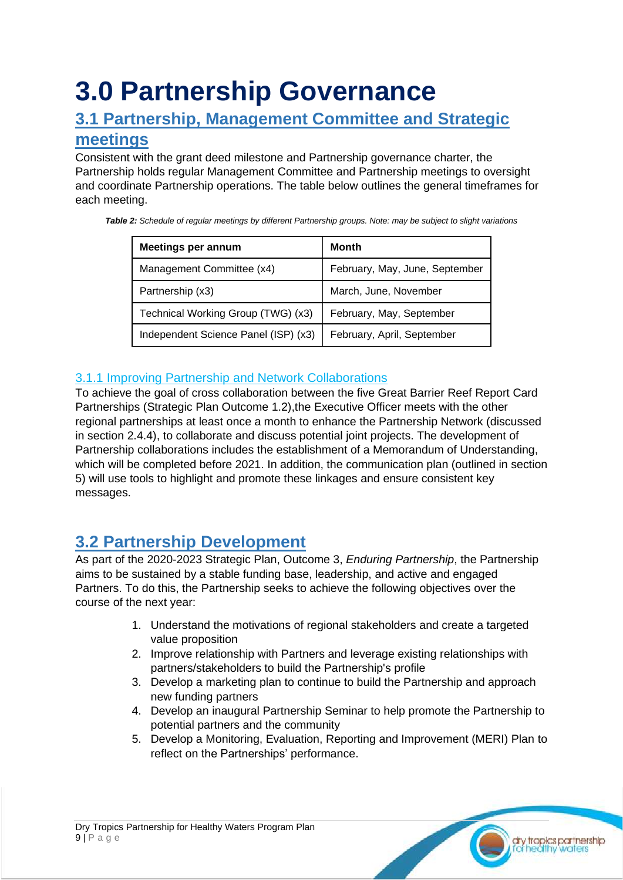# 3.0 Partnership Governance

## 3.1 Partnership, Management Committee and Strategic meetings

Consistent with the grant deed milestone and Partnership governance charter, the Partnership holds regular Management Committee and Partnership meetings to oversight and coordinate Partnership operations. The table below outlines the general timeframes for each meeting.

***Table 2:*** *Schedule of regular meetings by different Partnership groups. Note: may be subject to slight variations*

| Meetings per annum | Month |
| --- | --- |
| Management Committee (x4) | February, May, June, September |
| Partnership (x3) | March, June, November |
| Technical Working Group (TWG) (x3) | February, May, September |
| Independent Science Panel (ISP) (x3) | February, April, September |

### 3.1.1 Improving Partnership and Network Collaborations

To achieve the goal of cross collaboration between the five Great Barrier Reef Report Card Partnerships (Strategic Plan Outcome 1.2),the Executive Officer meets with the other regional partnerships at least once a month to enhance the Partnership Network (discussed in section 2.4.4), to collaborate and discuss potential joint projects. The development of Partnership collaborations includes the establishment of a Memorandum of Understanding, which will be completed before 2021. In addition, the communication plan (outlined in section 5) will use tools to highlight and promote these linkages and ensure consistent key messages.

## 3.2 Partnership Development

As part of the 2020-2023 Strategic Plan, Outcome 3, *Enduring Partnership*, the Partnership aims to be sustained by a stable funding base, leadership, and active and engaged Partners. To do this, the Partnership seeks to achieve the following objectives over the course of the next year:

1. Understand the motivations of regional stakeholders and create a targeted value proposition
2. Improve relationship with Partners and leverage existing relationships with partners/stakeholders to build the Partnership's profile
3. Develop a marketing plan to continue to build the Partnership and approach new funding partners
4. Develop an inaugural Partnership Seminar to help promote the Partnership to potential partners and the community
5. Develop a Monitoring, Evaluation, Reporting and Improvement (MERI) Plan to reflect on the Partnerships' performance.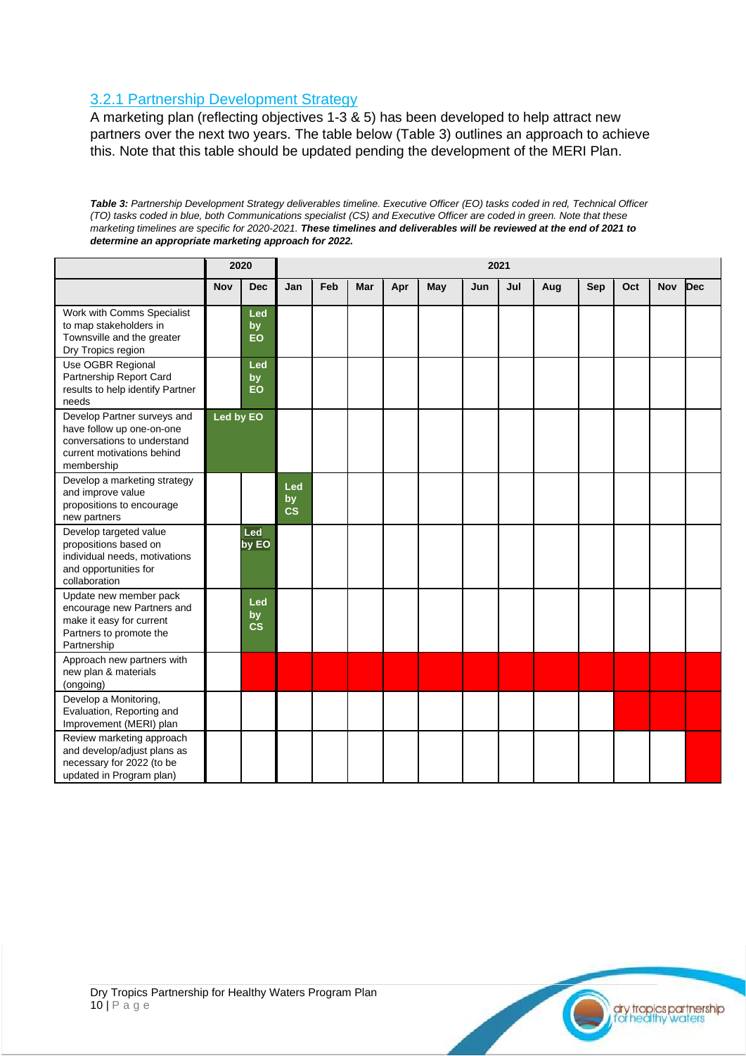### 3.2.1 Partnership Development Strategy

A marketing plan (reflecting objectives 1-3 & 5) has been developed to help attract new partners over the next two years. The table below (Table 3) outlines an approach to achieve this. Note that this table should be updated pending the development of the MERI Plan.

***Table 3:*** *Partnership Development Strategy deliverables timeline. Executive Officer (EO) tasks coded in red, Technical Officer (TO) tasks coded in blue, both Communications specialist (CS) and Executive Officer are coded in green. Note that these marketing timelines are specific for 2020-2021.* ***These timelines and deliverables will be reviewed at the end of 2021 to determine an appropriate marketing approach for 2022.***

| | 2020 | | 2021 | | | | | | | | | | | |
|---|---|---|---|---|---|---|---|---|---|---|---|---|---|---|
| | Nov | Dec | Jan | Feb | Mar | Apr | May | Jun | Jul | Aug | Sep | Oct | Nov | Dec |
| Work with Comms Specialist to map stakeholders in Townsville and the greater Dry Tropics region | | Led by EO | | | | | | | | | | | | |
| Use OGBR Regional Partnership Report Card results to help identify Partner needs | | Led by EO | | | | | | | | | | | | |
| Develop Partner surveys and have follow up one-on-one conversations to understand current motivations behind membership | Led by EO | Led by EO | | | | | | | | | | | | |
| Develop a marketing strategy and improve value propositions to encourage new partners | | | Led by CS | | | | | | | | | | | |
| Develop targeted value propositions based on individual needs, motivations and opportunities for collaboration | | Led by EO | | | | | | | | | | | | |
| Update new member pack encourage new Partners and make it easy for current Partners to promote the Partnership | | Led by CS | | | | | | | | | | | | |
| Approach new partners with new plan & materials (ongoing) | | ■ | ■ | ■ | ■ | ■ | ■ | ■ | ■ | ■ | ■ | ■ | ■ | ■ |
| Develop a Monitoring, Evaluation, Reporting and Improvement (MERI) plan | | | | | | | | | | | | ■ | ■ | ■ |
| Review marketing approach and develop/adjust plans as necessary for 2022 (to be updated in Program plan) | | | | | | | | | | | | | | ■ |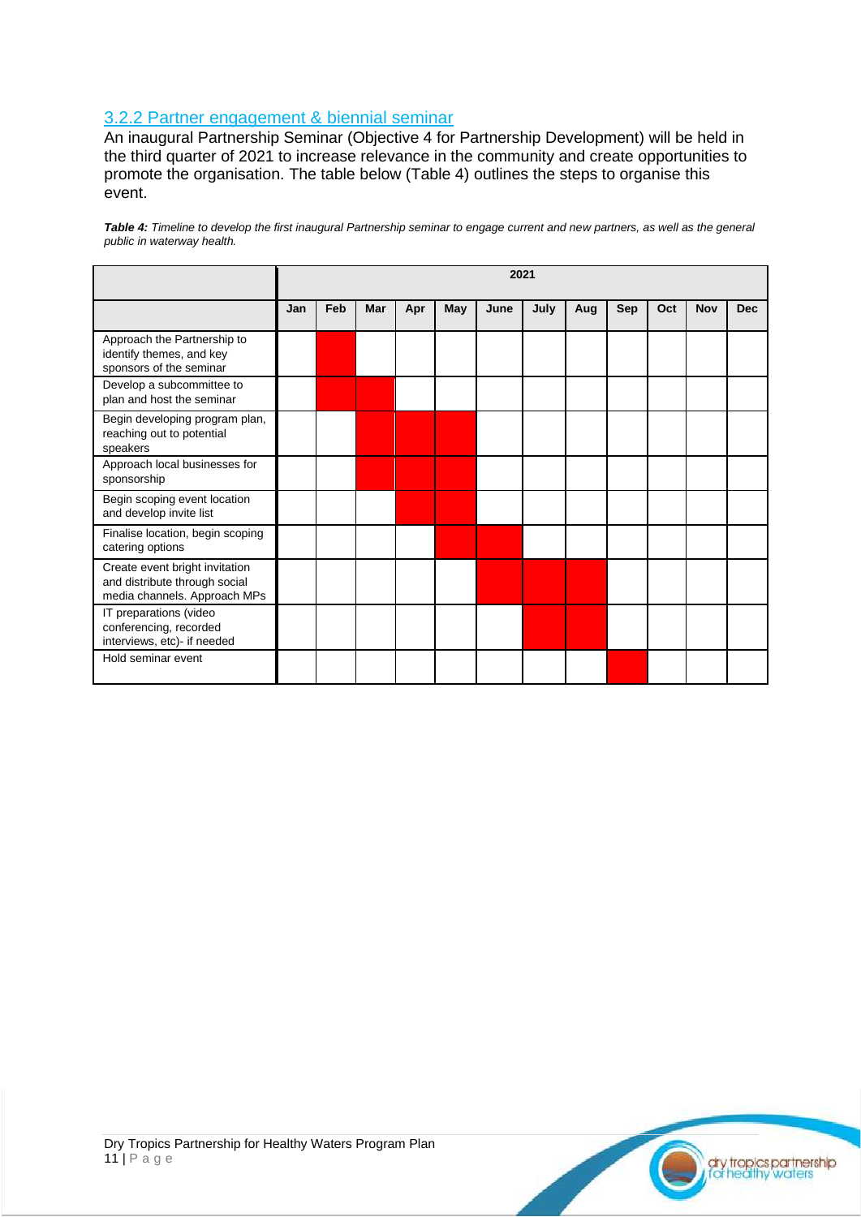### 3.2.2 Partner engagement & biennial seminar

An inaugural Partnership Seminar (Objective 4 for Partnership Development) will be held in the third quarter of 2021 to increase relevance in the community and create opportunities to promote the organisation. The table below (Table 4) outlines the steps to organise this event.

***Table 4:*** *Timeline to develop the first inaugural Partnership seminar to engage current and new partners, as well as the general public in waterway health.*

| | 2021 | | | | | | | | | | | |
|---|---|---|---|---|---|---|---|---|---|---|---|---|
| | Jan | Feb | Mar | Apr | May | June | July | Aug | Sep | Oct | Nov | Dec |
| Approach the Partnership to identify themes, and key sponsors of the seminar | | X | | | | | | | | | | |
| Develop a subcommittee to plan and host the seminar | | X | X | | | | | | | | | |
| Begin developing program plan, reaching out to potential speakers | | | X | X | X | | | | | | | |
| Approach local businesses for sponsorship | | | X | X | X | | | | | | | |
| Begin scoping event location and develop invite list | | | | X | X | | | | | | | |
| Finalise location, begin scoping catering options | | | | | X | X | | | | | | |
| Create event bright invitation and distribute through social media channels. Approach MPs | | | | | | X | X | X | | | | |
| IT preparations (video conferencing, recorded interviews, etc)- if needed | | | | | | | X | X | | | | |
| Hold seminar event | | | | | | | | | X | | | |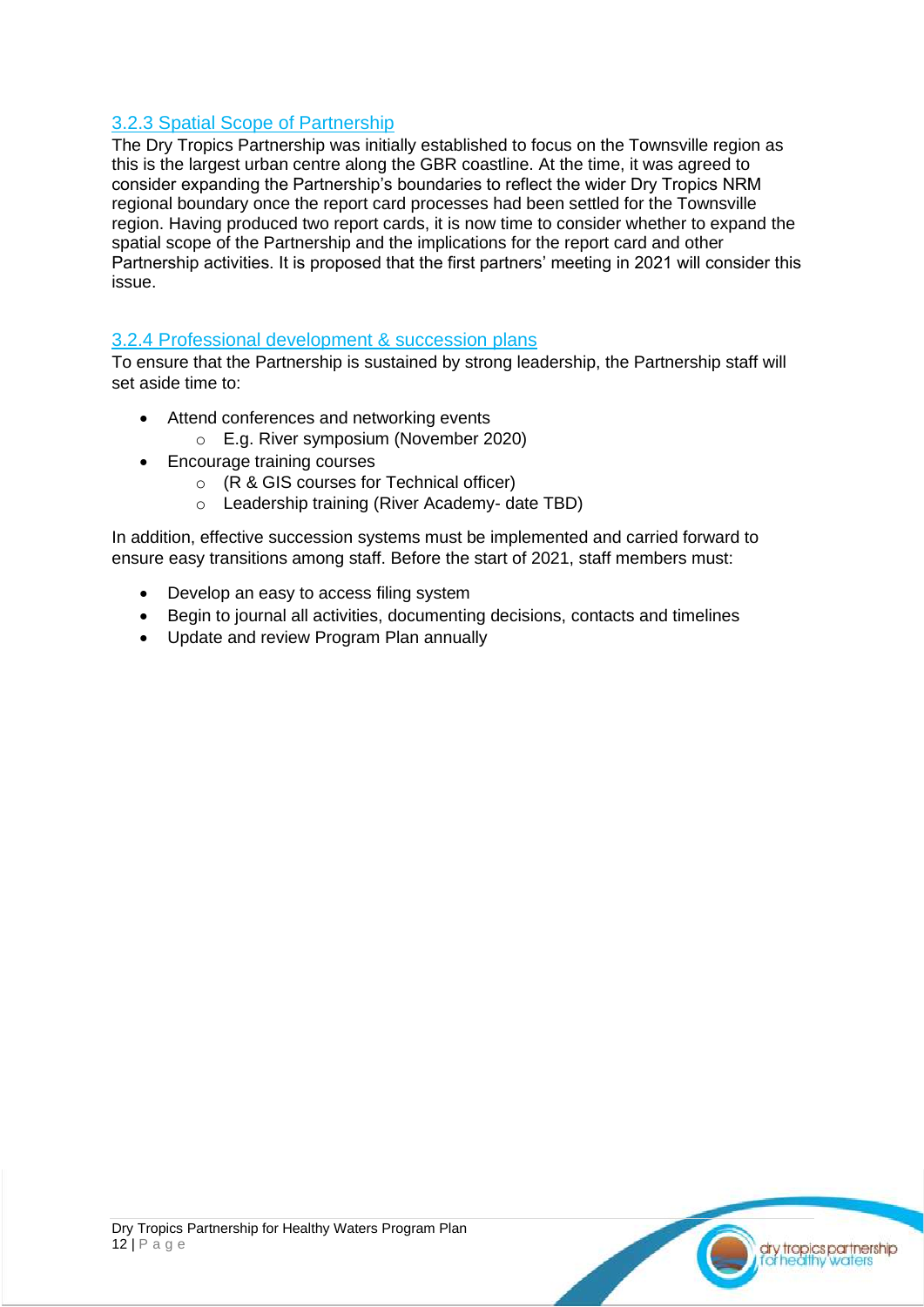### 3.2.3 Spatial Scope of Partnership

The Dry Tropics Partnership was initially established to focus on the Townsville region as this is the largest urban centre along the GBR coastline. At the time, it was agreed to consider expanding the Partnership's boundaries to reflect the wider Dry Tropics NRM regional boundary once the report card processes had been settled for the Townsville region. Having produced two report cards, it is now time to consider whether to expand the spatial scope of the Partnership and the implications for the report card and other Partnership activities. It is proposed that the first partners' meeting in 2021 will consider this issue.

### 3.2.4 Professional development & succession plans

To ensure that the Partnership is sustained by strong leadership, the Partnership staff will set aside time to:

- Attend conferences and networking events
  - E.g. River symposium (November 2020)
- Encourage training courses
  - (R & GIS courses for Technical officer)
  - Leadership training (River Academy- date TBD)

In addition, effective succession systems must be implemented and carried forward to ensure easy transitions among staff. Before the start of 2021, staff members must:

- Develop an easy to access filing system
- Begin to journal all activities, documenting decisions, contacts and timelines
- Update and review Program Plan annually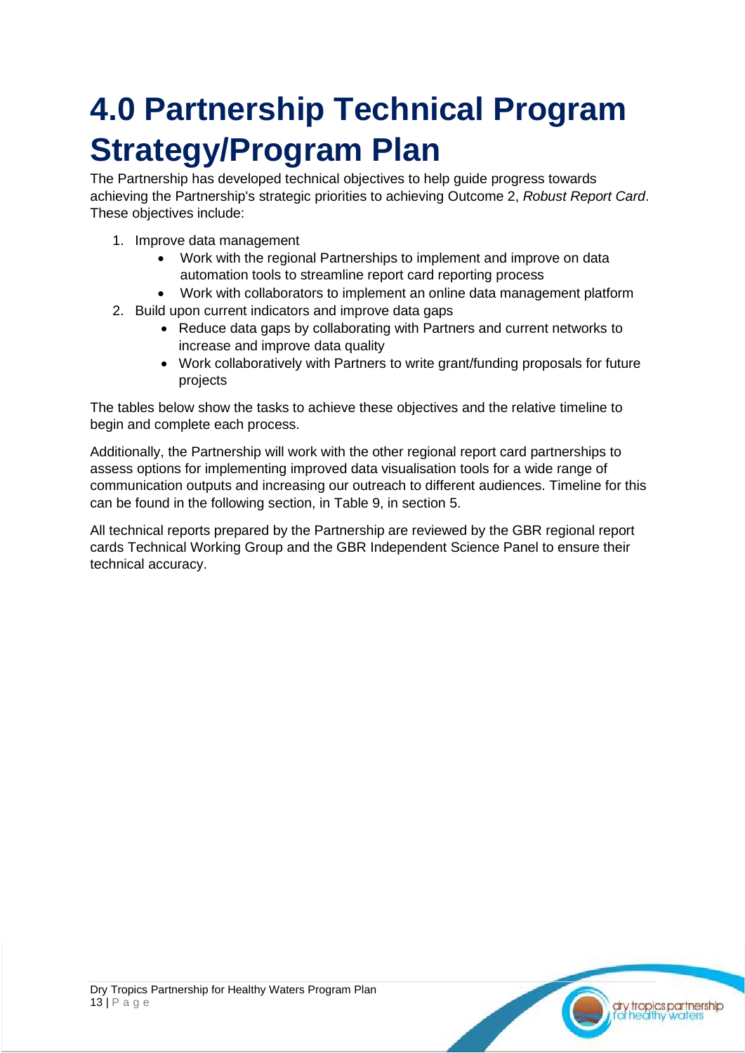# 4.0 Partnership Technical Program Strategy/Program Plan

The Partnership has developed technical objectives to help guide progress towards achieving the Partnership's strategic priorities to achieving Outcome 2, *Robust Report Card*. These objectives include:

1. Improve data management
    - Work with the regional Partnerships to implement and improve on data automation tools to streamline report card reporting process
    - Work with collaborators to implement an online data management platform
2. Build upon current indicators and improve data gaps
    - Reduce data gaps by collaborating with Partners and current networks to increase and improve data quality
    - Work collaboratively with Partners to write grant/funding proposals for future projects

The tables below show the tasks to achieve these objectives and the relative timeline to begin and complete each process.

Additionally, the Partnership will work with the other regional report card partnerships to assess options for implementing improved data visualisation tools for a wide range of communication outputs and increasing our outreach to different audiences. Timeline for this can be found in the following section, in Table 9, in section 5.

All technical reports prepared by the Partnership are reviewed by the GBR regional report cards Technical Working Group and the GBR Independent Science Panel to ensure their technical accuracy.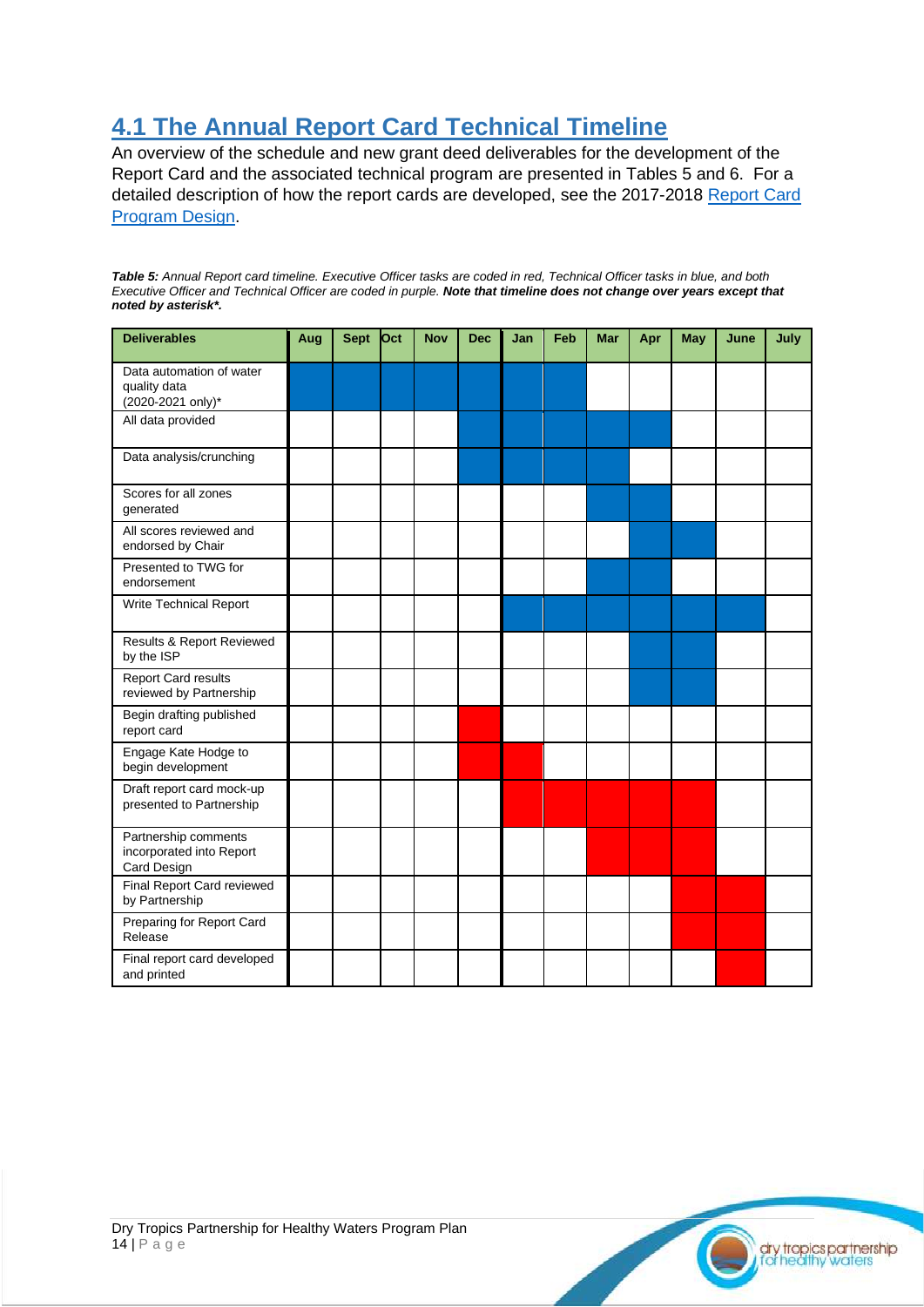## 4.1 The Annual Report Card Technical Timeline

An overview of the schedule and new grant deed deliverables for the development of the Report Card and the associated technical program are presented in Tables 5 and 6. For a detailed description of how the report cards are developed, see the 2017-2018 Report Card Program Design.

***Table 5:*** *Annual Report card timeline. Executive Officer tasks are coded in red, Technical Officer tasks in blue, and both Executive Officer and Technical Officer are coded in purple.* ***Note that timeline does not change over years except that noted by asterisk*.***

| Deliverables | Aug | Sept | Oct | Nov | Dec | Jan | Feb | Mar | Apr | May | June | July |
|---|---|---|---|---|---|---|---|---|---|---|---|---|
| Data automation of water quality data (2020-2021 only)* | Blue | Blue | Blue | Blue | Blue | Blue | Blue | | | | | |
| All data provided | | | | | Blue | Blue | Blue | Blue | Blue | | | |
| Data analysis/crunching | | | | | Blue | Blue | Blue | Blue | | | | |
| Scores for all zones generated | | | | | | | | Blue | Blue | | | |
| All scores reviewed and endorsed by Chair | | | | | | | | | Blue | Blue | | |
| Presented to TWG for endorsement | | | | | | | | Blue | Blue | | | |
| Write Technical Report | | | | | | Blue | Blue | Blue | Blue | Blue | Blue | |
| Results & Report Reviewed by the ISP | | | | | | | | | Blue | Blue | | |
| Report Card results reviewed by Partnership | | | | | | | | | Blue | Blue | | |
| Begin drafting published report card | | | | | Red | | | | | | | |
| Engage Kate Hodge to begin development | | | | | Red | Red | | | | | | |
| Draft report card mock-up presented to Partnership | | | | | | Red | Red | Red | Red | Red | | |
| Partnership comments incorporated into Report Card Design | | | | | | | | Red | Red | Red | | |
| Final Report Card reviewed by Partnership | | | | | | | | | | Red | Red | |
| Preparing for Report Card Release | | | | | | | | | | Red | Red | |
| Final report card developed and printed | | | | | | | | | | | Red | |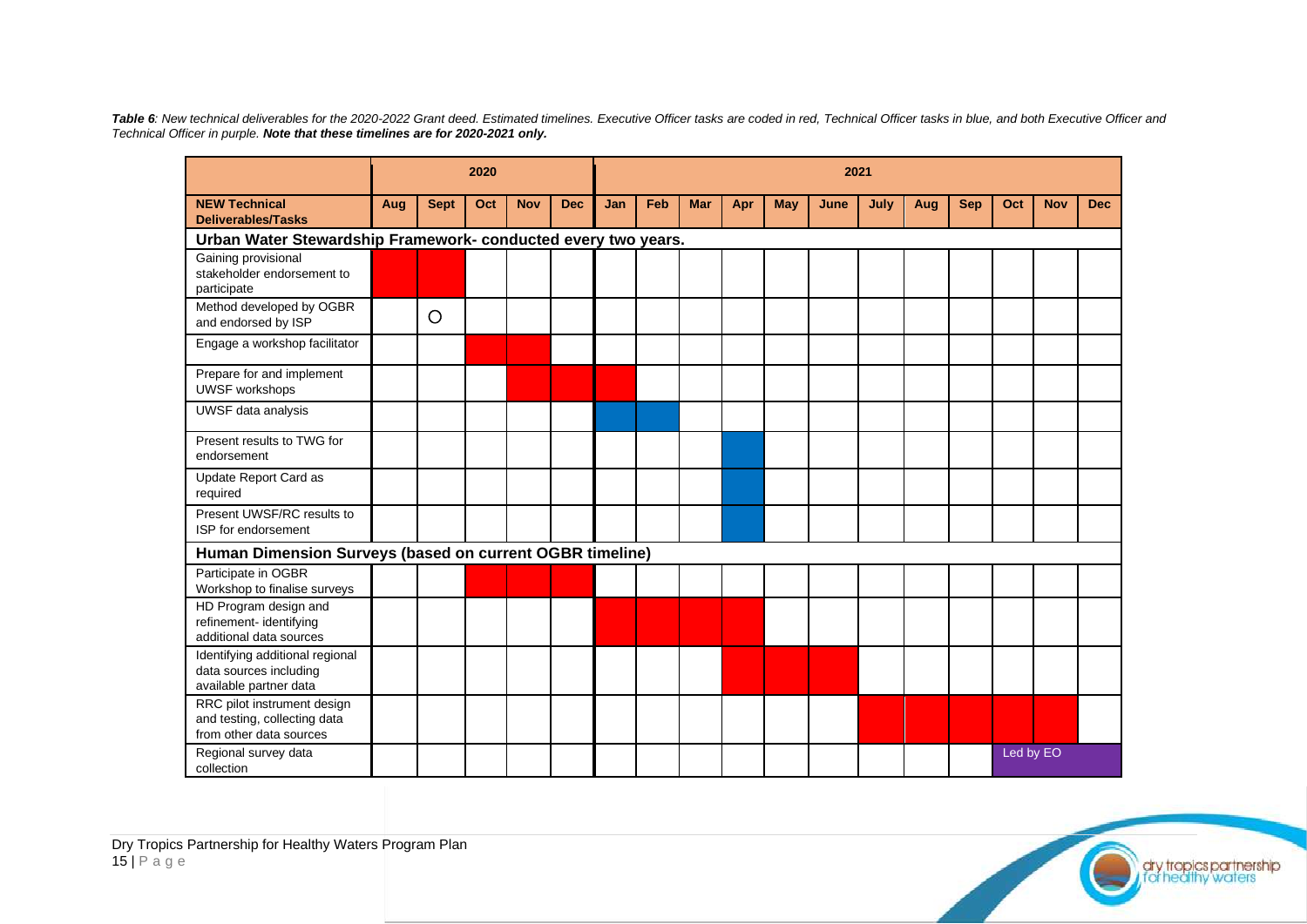***Table 6**: New technical deliverables for the 2020-2022 Grant deed. Estimated timelines. Executive Officer tasks are coded in red, Technical Officer tasks in blue, and both Executive Officer and Technical Officer in purple.* ***Note that these timelines are for 2020-2021 only.***

| | 2020 | | | | | 2021 | | | | | | | | | | | |
|---|---|---|---|---|---|---|---|---|---|---|---|---|---|---|---|---|---|
| **NEW Technical Deliverables/Tasks** | **Aug** | **Sept** | **Oct** | **Nov** | **Dec** | **Jan** | **Feb** | **Mar** | **Apr** | **May** | **June** | **July** | **Aug** | **Sep** | **Oct** | **Nov** | **Dec** |
| **Urban Water Stewardship Framework- conducted every two years.** | | | | | | | | | | | | | | | | | |
| Gaining provisional stakeholder endorsement to participate | Red | Red | | | | | | | | | | | | | | | |
| Method developed by OGBR and endorsed by ISP | | O | | | | | | | | | | | | | | | |
| Engage a workshop facilitator | | | Red | Red | | | | | | | | | | | | | |
| Prepare for and implement UWSF workshops | | | | Red | Red | Red | | | | | | | | | | | |
| UWSF data analysis | | | | | | Blue | Blue | | | | | | | | | | |
| Present results to TWG for endorsement | | | | | | | | | Blue | | | | | | | | |
| Update Report Card as required | | | | | | | | | Blue | | | | | | | | |
| Present UWSF/RC results to ISP for endorsement | | | | | | | | | Blue | | | | | | | | |
| **Human Dimension Surveys (based on current OGBR timeline)** | | | | | | | | | | | | | | | | | |
| Participate in OGBR Workshop to finalise surveys | | | Red | Red | Red | | | | | | | | | | | | |
| HD Program design and refinement- identifying additional data sources | | | | | | Red | Red | Red | Red | | | | | | | | |
| Identifying additional regional data sources including available partner data | | | | | | | | | Red | Red | Red | | | | | | |
| RRC pilot instrument design and testing, collecting data from other data sources | | | | | | | | | | | | Red | Red | Red | Red | Red | |
| Regional survey data collection | | | | | | | | | | | | | | | Purple (Led by EO) | Purple | Purple |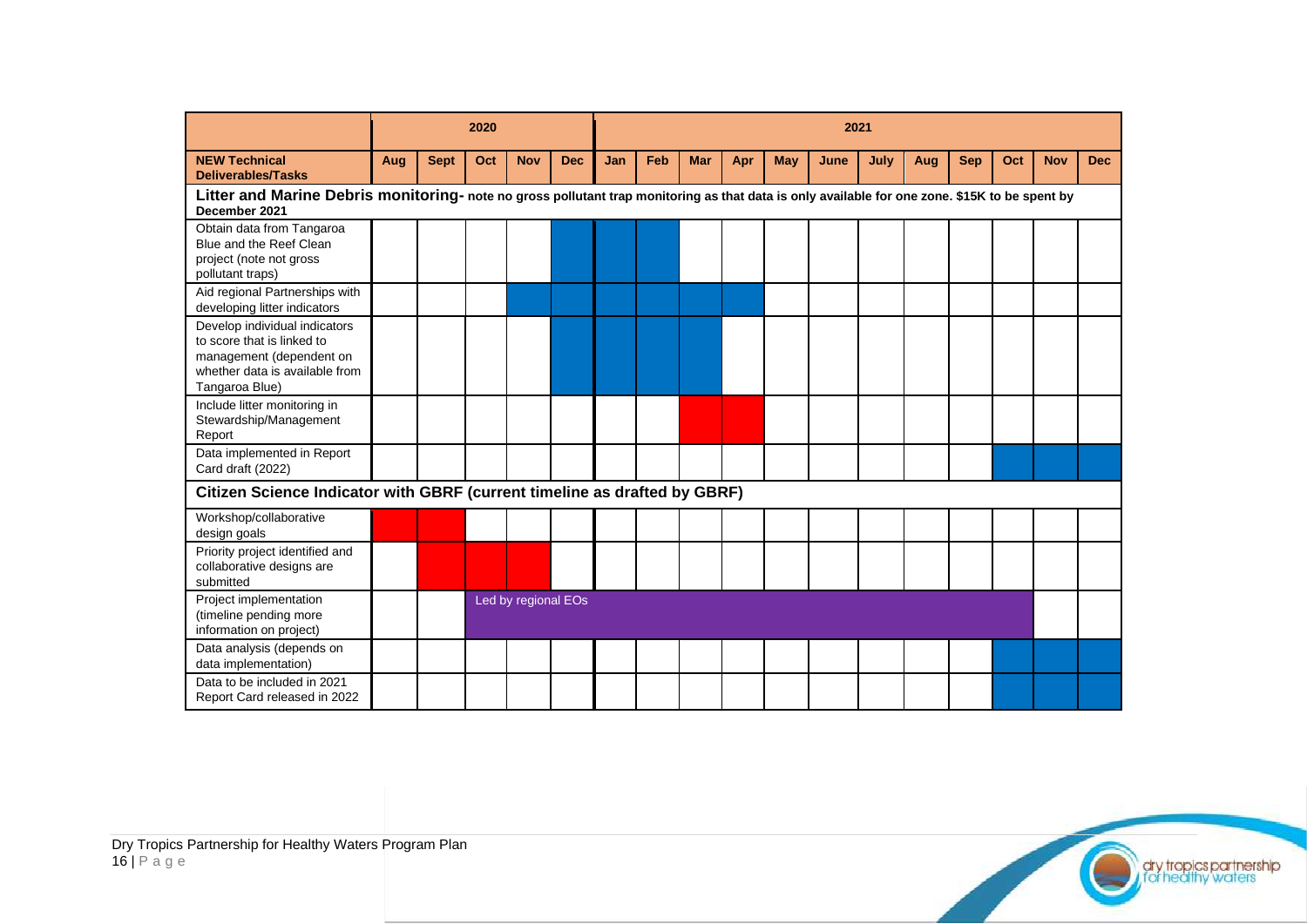| | 2020 | | | | | 2021 | | | | | | | | | | | |
|---|---|---|---|---|---|---|---|---|---|---|---|---|---|---|---|---|---|
| **NEW Technical Deliverables/Tasks** | **Aug** | **Sept** | **Oct** | **Nov** | **Dec** | **Jan** | **Feb** | **Mar** | **Apr** | **May** | **June** | **July** | **Aug** | **Sep** | **Oct** | **Nov** | **Dec** |
| **Litter and Marine Debris monitoring-** **note no gross pollutant trap monitoring as that data is only available for one zone. $15K to be spent by December 2021** | | | | | | | | | | | | | | | | | |
| Obtain data from Tangaroa Blue and the Reef Clean project (note not gross pollutant traps) | | | | | | | | | | | | | | | | | |
| Aid regional Partnerships with developing litter indicators | | | | | | | | | | | | | | | | | |
| Develop individual indicators to score that is linked to management (dependent on whether data is available from Tangaroa Blue) | | | | | | | | | | | | | | | | | |
| Include litter monitoring in Stewardship/Management Report | | | | | | | | | | | | | | | | | |
| Data implemented in Report Card draft (2022) | | | | | | | | | | | | | | | | | |
| **Citizen Science Indicator with GBRF (current timeline as drafted by GBRF)** | | | | | | | | | | | | | | | | | |
| Workshop/collaborative design goals | | | | | | | | | | | | | | | | | |
| Priority project identified and collaborative designs are submitted | | | | | | | | | | | | | | | | | |
| Project implementation (timeline pending more information on project) | | | Led by regional EOs | | | | | | | | | | | | | | |
| Data analysis (depends on data implementation) | | | | | | | | | | | | | | | | | |
| Data to be included in 2021 Report Card released in 2022 | | | | | | | | | | | | | | | | | |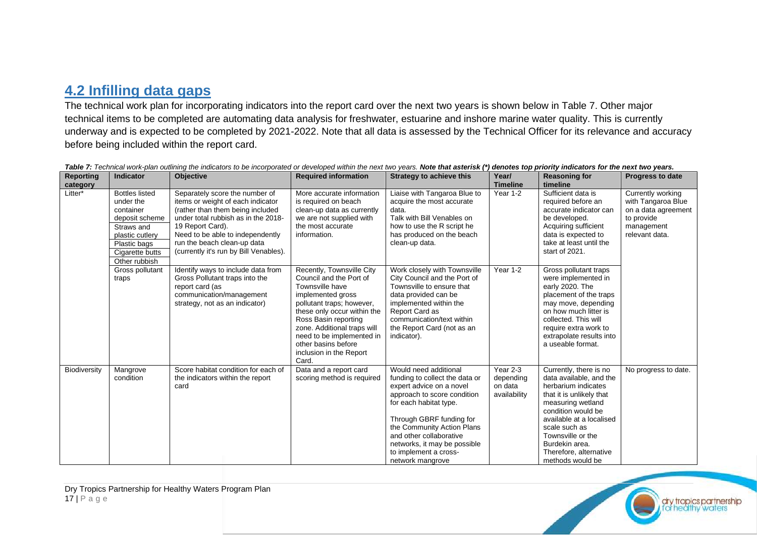## 4.2 Infilling data gaps

The technical work plan for incorporating indicators into the report card over the next two years is shown below in Table 7. Other major technical items to be completed are automating data analysis for freshwater, estuarine and inshore marine water quality. This is currently underway and is expected to be completed by 2021-2022. Note that all data is assessed by the Technical Officer for its relevance and accuracy before being included within the report card.

*Table 7: Technical work-plan outlining the indicators to be incorporated or developed within the next two years.* ***Note that asterisk (*) denotes top priority indicators for the next two years.***

| Reporting category | Indicator | Objective | Required information | Strategy to achieve this | Year/ Timeline | Reasoning for timeline | Progress to date |
|---|---|---|---|---|---|---|---|
| Litter* | Bottles listed under the container deposit scheme<br>Straws and plastic cutlery<br>Plastic bags<br>Cigarette butts<br>Other rubbish | Separately score the number of items or weight of each indicator (rather than them being included under total rubbish as in the 2018-19 Report Card).<br>Need to be able to independently run the beach clean-up data (currently it's run by Bill Venables). | More accurate information is required on beach clean-up data as currently we are not supplied with the most accurate information. | Liaise with Tangaroa Blue to acquire the most accurate data.<br>Talk with Bill Venables on how to use the R script he has produced on the beach clean-up data. | Year 1-2 | Sufficient data is required before an accurate indicator can be developed. Acquiring sufficient data is expected to take at least until the start of 2021. | Currently working with Tangaroa Blue on a data agreement to provide management relevant data. |
| | Gross pollutant traps | Identify ways to include data from Gross Pollutant traps into the report card (as communication/management strategy, not as an indicator) | Recently, Townsville City Council and the Port of Townsville have implemented gross pollutant traps; however, these only occur within the Ross Basin reporting zone. Additional traps will need to be implemented in other basins before inclusion in the Report Card. | Work closely with Townsville City Council and the Port of Townsville to ensure that data provided can be implemented within the Report Card as communication/text within the Report Card (not as an indicator). | Year 1-2 | Gross pollutant traps were implemented in early 2020. The placement of the traps may move, depending on how much litter is collected. This will require extra work to extrapolate results into a useable format. | |
| Biodiversity | Mangrove condition | Score habitat condition for each of the indicators within the report card | Data and a report card scoring method is required | Would need additional funding to collect the data or expert advice on a novel approach to score condition for each habitat type.<br><br>Through GBRF funding for the Community Action Plans and other collaborative networks, it may be possible to implement a cross-network mangrove | Year 2-3 depending on data availability | Currently, there is no data available, and the herbarium indicates that it is unlikely that measuring wetland condition would be available at a localised scale such as Townsville or the Burdekin area. Therefore, alternative methods would be | No progress to date. |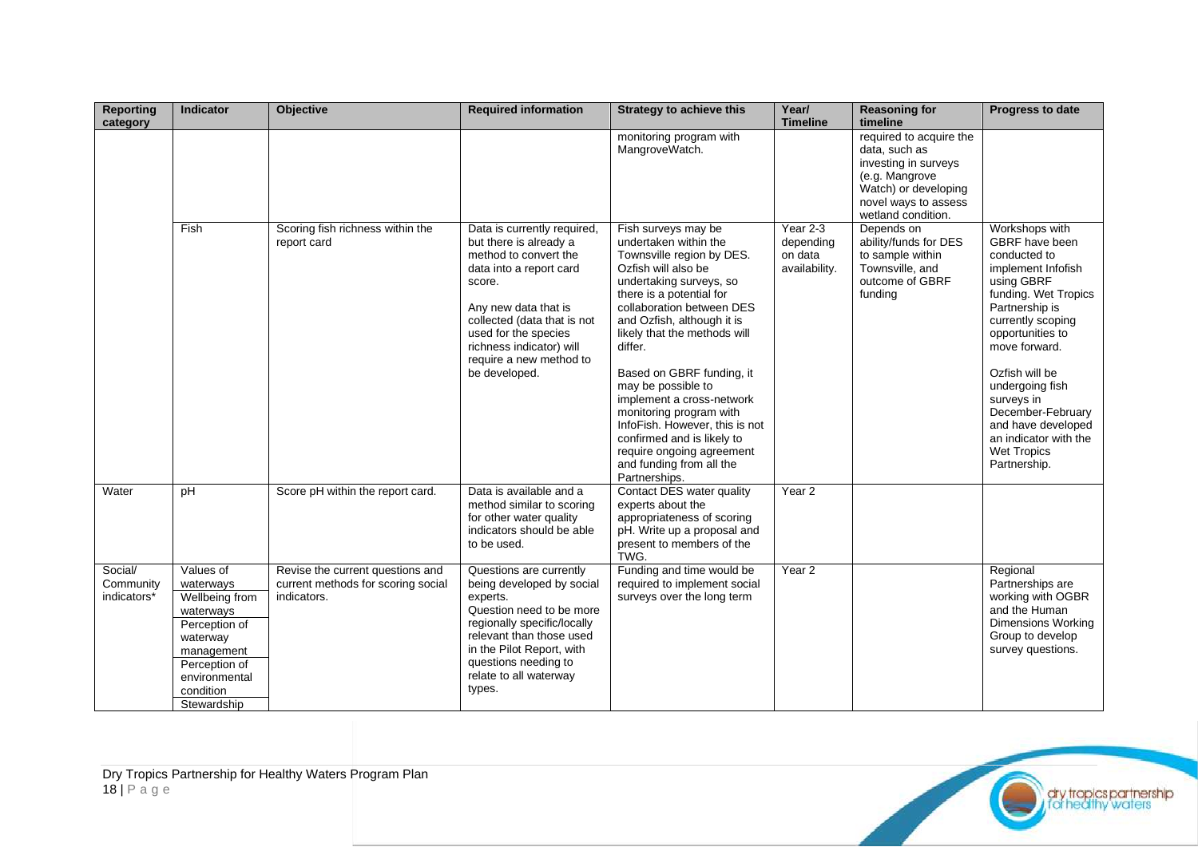| Reporting category | Indicator | Objective | Required information | Strategy to achieve this | Year/ Timeline | Reasoning for timeline | Progress to date |
|---|---|---|---|---|---|---|---|
| | | | | monitoring program with MangroveWatch. | | required to acquire the data, such as investing in surveys (e.g. Mangrove Watch) or developing novel ways to assess wetland condition. | |
| | Fish | Scoring fish richness within the report card | Data is currently required, but there is already a method to convert the data into a report card score.<br><br>Any new data that is collected (data that is not used for the species richness indicator) will require a new method to be developed. | Fish surveys may be undertaken within the Townsville region by DES. Ozfish will also be undertaking surveys, so there is a potential for collaboration between DES and Ozfish, although it is likely that the methods will differ.<br><br>Based on GBRF funding, it may be possible to implement a cross-network monitoring program with InfoFish. However, this is not confirmed and is likely to require ongoing agreement and funding from all the Partnerships. | Year 2-3 depending on data availability. | Depends on ability/funds for DES to sample within Townsville, and outcome of GBRF funding | Workshops with GBRF have been conducted to implement Infofish using GBRF funding. Wet Tropics Partnership is currently scoping opportunities to move forward.<br><br>Ozfish will be undergoing fish surveys in December-February and have developed an indicator with the Wet Tropics Partnership. |
| Water | pH | Score pH within the report card. | Data is available and a method similar to scoring for other water quality indicators should be able to be used. | Contact DES water quality experts about the appropriateness of scoring pH. Write up a proposal and present to members of the TWG. | Year 2 | | |
| Social/ Community indicators* | Values of waterways<br>Wellbeing from waterways<br>Perception of waterway management<br>Perception of environmental condition<br>Stewardship | Revise the current questions and current methods for scoring social indicators. | Questions are currently being developed by social experts.<br>Question need to be more regionally specific/locally relevant than those used in the Pilot Report, with questions needing to relate to all waterway types. | Funding and time would be required to implement social surveys over the long term | Year 2 | | Regional Partnerships are working with OGBR and the Human Dimensions Working Group to develop survey questions. |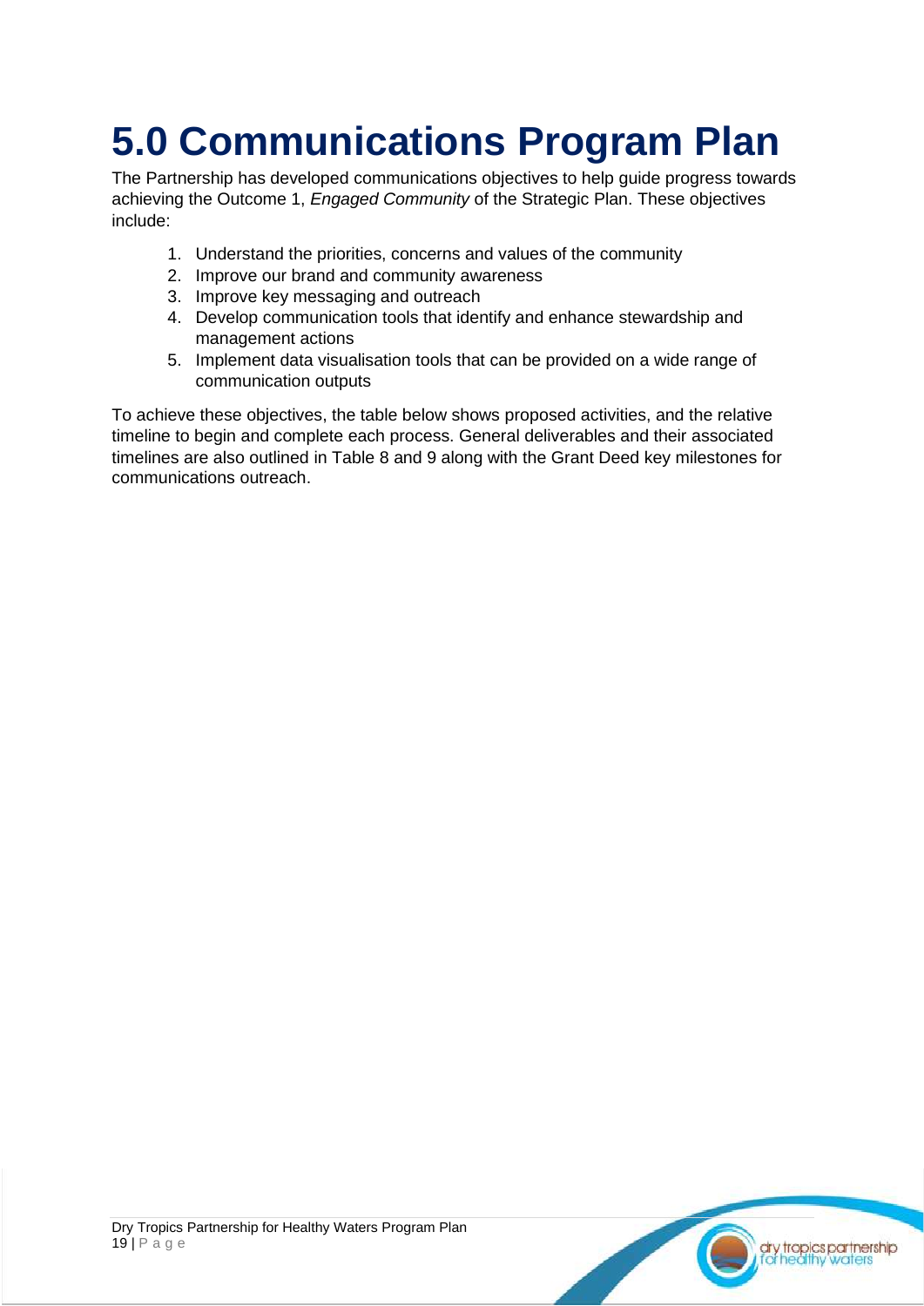# 5.0 Communications Program Plan

The Partnership has developed communications objectives to help guide progress towards achieving the Outcome 1, *Engaged Community* of the Strategic Plan. These objectives include:

1. Understand the priorities, concerns and values of the community
2. Improve our brand and community awareness
3. Improve key messaging and outreach
4. Develop communication tools that identify and enhance stewardship and management actions
5. Implement data visualisation tools that can be provided on a wide range of communication outputs

To achieve these objectives, the table below shows proposed activities, and the relative timeline to begin and complete each process. General deliverables and their associated timelines are also outlined in Table 8 and 9 along with the Grant Deed key milestones for communications outreach.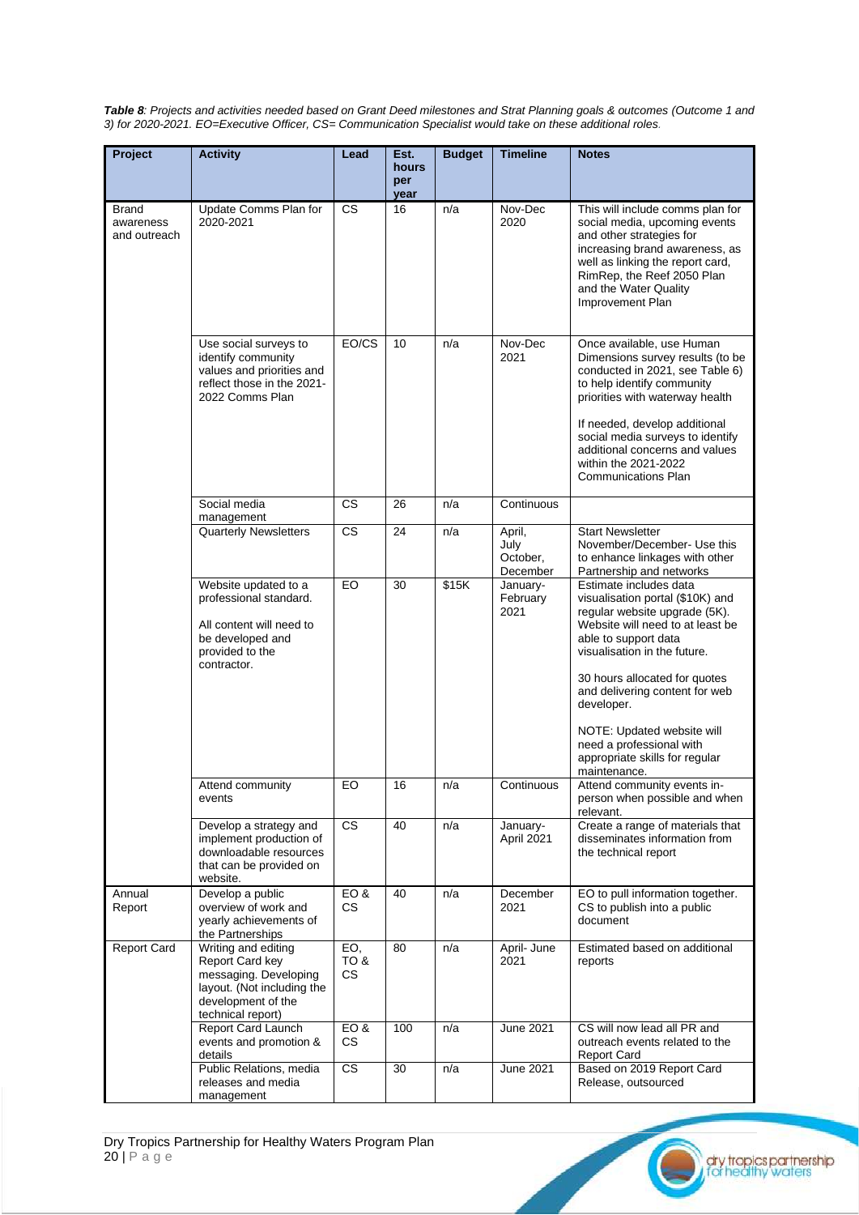***Table 8**: Projects and activities needed based on Grant Deed milestones and Strat Planning goals & outcomes (Outcome 1 and 3) for 2020-2021. EO=Executive Officer, CS= Communication Specialist would take on these additional roles.*

| Project | Activity | Lead | Est. hours per year | Budget | Timeline | Notes |
|---|---|---|---|---|---|---|
| Brand awareness and outreach | Update Comms Plan for 2020-2021 | CS | 16 | n/a | Nov-Dec 2020 | This will include comms plan for social media, upcoming events and other strategies for increasing brand awareness, as well as linking the report card, RimRep, the Reef 2050 Plan and the Water Quality Improvement Plan |
| | Use social surveys to identify community values and priorities and reflect those in the 2021-2022 Comms Plan | EO/CS | 10 | n/a | Nov-Dec 2021 | Once available, use Human Dimensions survey results (to be conducted in 2021, see Table 6) to help identify community priorities with waterway health<br><br>If needed, develop additional social media surveys to identify additional concerns and values within the 2021-2022 Communications Plan |
| | Social media management | CS | 26 | n/a | Continuous | |
| | Quarterly Newsletters | CS | 24 | n/a | April, July October, December | Start Newsletter November/December- Use this to enhance linkages with other Partnership and networks |
| | Website updated to a professional standard.<br><br>All content will need to be developed and provided to the contractor. | EO | 30 | $15K | January-February 2021 | Estimate includes data visualisation portal ($10K) and regular website upgrade (5K). Website will need to at least be able to support data visualisation in the future.<br><br>30 hours allocated for quotes and delivering content for web developer.<br><br>NOTE: Updated website will need a professional with appropriate skills for regular maintenance. |
| | Attend community events | EO | 16 | n/a | Continuous | Attend community events in-person when possible and when relevant. |
| | Develop a strategy and implement production of downloadable resources that can be provided on website. | CS | 40 | n/a | January-April 2021 | Create a range of materials that disseminates information from the technical report |
| Annual Report | Develop a public overview of work and yearly achievements of the Partnerships | EO & CS | 40 | n/a | December 2021 | EO to pull information together. CS to publish into a public document |
| Report Card | Writing and editing Report Card key messaging. Developing layout. (Not including the development of the technical report) | EO, TO & CS | 80 | n/a | April- June 2021 | Estimated based on additional reports |
| | Report Card Launch events and promotion & details | EO & CS | 100 | n/a | June 2021 | CS will now lead all PR and outreach events related to the Report Card |
| | Public Relations, media releases and media management | CS | 30 | n/a | June 2021 | Based on 2019 Report Card Release, outsourced |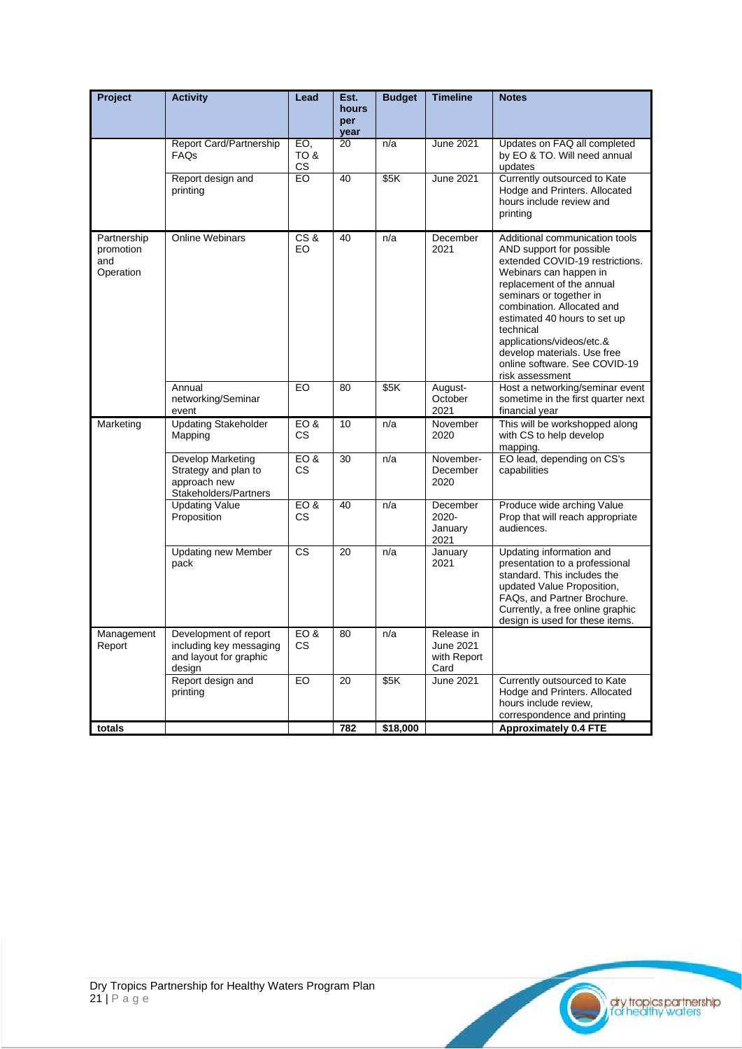| Project | Activity | Lead | Est. hours per year | Budget | Timeline | Notes |
|---|---|---|---|---|---|---|
| | Report Card/Partnership FAQs | EO, TO & CS | 20 | n/a | June 2021 | Updates on FAQ all completed by EO & TO. Will need annual updates |
| | Report design and printing | EO | 40 | $5K | June 2021 | Currently outsourced to Kate Hodge and Printers. Allocated hours include review and printing |
| Partnership promotion and Operation | Online Webinars | CS & EO | 40 | n/a | December 2021 | Additional communication tools AND support for possible extended COVID-19 restrictions. Webinars can happen in replacement of the annual seminars or together in combination. Allocated and estimated 40 hours to set up technical applications/videos/etc.& develop materials. Use free online software. See COVID-19 risk assessment |
| | Annual networking/Seminar event | EO | 80 | $5K | August-October 2021 | Host a networking/seminar event sometime in the first quarter next financial year |
| Marketing | Updating Stakeholder Mapping | EO & CS | 10 | n/a | November 2020 | This will be workshopped along with CS to help develop mapping. |
| | Develop Marketing Strategy and plan to approach new Stakeholders/Partners | EO & CS | 30 | n/a | November-December 2020 | EO lead, depending on CS's capabilities |
| | Updating Value Proposition | EO & CS | 40 | n/a | December 2020-January 2021 | Produce wide arching Value Prop that will reach appropriate audiences. |
| | Updating new Member pack | CS | 20 | n/a | January 2021 | Updating information and presentation to a professional standard. This includes the updated Value Proposition, FAQs, and Partner Brochure. Currently, a free online graphic design is used for these items. |
| Management Report | Development of report including key messaging and layout for graphic design | EO & CS | 80 | n/a | Release in June 2021 with Report Card | |
| | Report design and printing | EO | 20 | $5K | June 2021 | Currently outsourced to Kate Hodge and Printers. Allocated hours include review, correspondence and printing |
| **totals** | | | **782** | **$18,000** | | **Approximately 0.4 FTE** |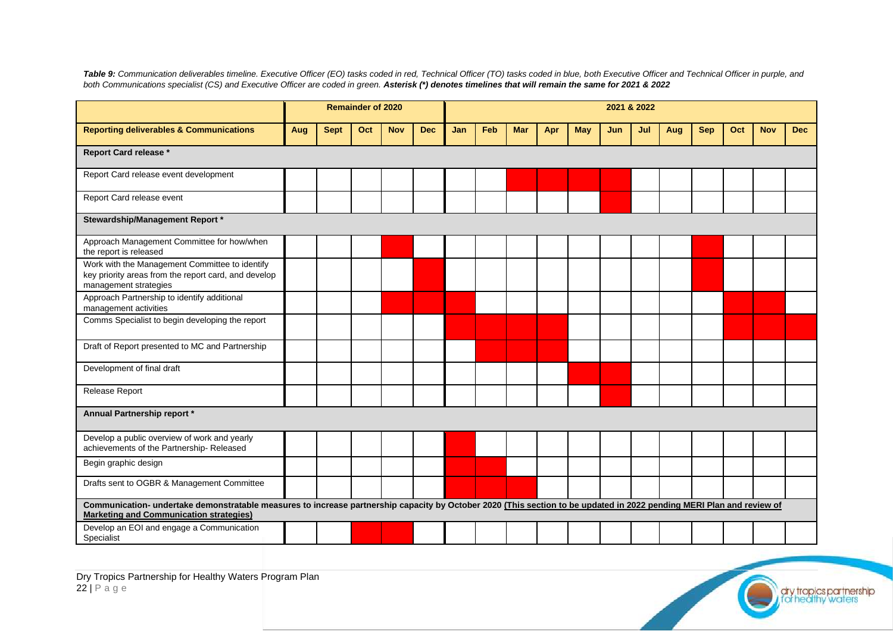***Table 9:*** *Communication deliverables timeline. Executive Officer (EO) tasks coded in red, Technical Officer (TO) tasks coded in blue, both Executive Officer and Technical Officer in purple, and both Communications specialist (CS) and Executive Officer are coded in green.* ***Asterisk (*) denotes timelines that will remain the same for 2021 & 2022***

| | **Remainder of 2020** | | | | | **2021 & 2022** | | | | | | | | | | | |
|---|---|---|---|---|---|---|---|---|---|---|---|---|---|---|---|---|---|
| **Reporting deliverables & Communications** | **Aug** | **Sept** | **Oct** | **Nov** | **Dec** | **Jan** | **Feb** | **Mar** | **Apr** | **May** | **Jun** | **Jul** | **Aug** | **Sep** | **Oct** | **Nov** | **Dec** |
| **Report Card release *** | | | | | | | | | | | | | | | | | |
| Report Card release event development | | | | | | | | ■ | ■ | ■ | ■ | | | | | | |
| Report Card release event | | | | | | | | | | | ■ | | | | | | |
| **Stewardship/Management Report *** | | | | | | | | | | | | | | | | | |
| Approach Management Committee for how/when the report is released | | | | ■ | | | | | | | | | | ■ | | | |
| Work with the Management Committee to identify key priority areas from the report card, and develop management strategies | | | | | ■ | | | | | | | | | ■ | | | |
| Approach Partnership to identify additional management activities | | | | ■ | ■ | ■ | | | | | | | | | ■ | ■ | |
| Comms Specialist to begin developing the report | | | | | | ■ | ■ | ■ | ■ | | | | | | ■ | ■ | ■ |
| Draft of Report presented to MC and Partnership | | | | | | | ■ | ■ | ■ | | | | | | | | |
| Development of final draft | | | | | | | | | | ■ | ■ | | | | | | |
| Release Report | | | | | | | | | | | ■ | | | | | | |
| **Annual Partnership report *** | | | | | | | | | | | | | | | | | |
| Develop a public overview of work and yearly achievements of the Partnership- Released | | | | | | ■ | | | | | | | | | | | |
| Begin graphic design | | | | | | ■ | ■ | | | | | | | | | | |
| Drafts sent to OGBR & Management Committee | | | | | | ■ | ■ | ■ | | | | | | | | | |
| **Communication- undertake demonstratable measures to increase partnership capacity by October 2020 (This section to be updated in 2022 pending MERI Plan and review of Marketing and Communication strategies)** | | | | | | | | | | | | | | | | | |
| Develop an EOI and engage a Communication Specialist | | | ■ | ■ | | | | | | | | | | | | | |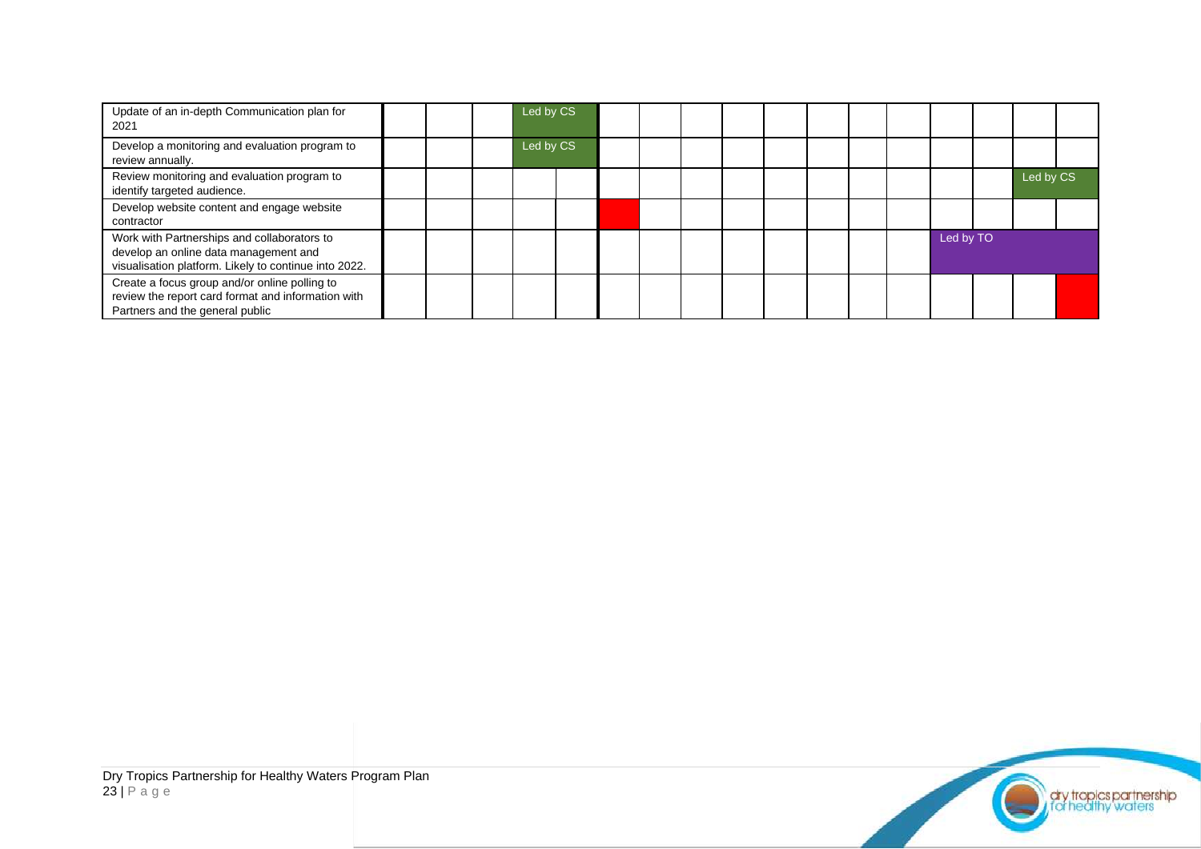| | | | | | | | | | | | | | | | | | |
|---|---|---|---|---|---|---|---|---|---|---|---|---|---|---|---|---|---|
| Update of an in-depth Communication plan for 2021 | | | | Led by CS | | | | | | | | | | | | | |
| Develop a monitoring and evaluation program to review annually. | | | | Led by CS | | | | | | | | | | | | | |
| Review monitoring and evaluation program to identify targeted audience. | | | | | | | | | | | | | | | | Led by CS | |
| Develop website content and engage website contractor | | | | | | | | | | | | | | | | | |
| Work with Partnerships and collaborators to develop an online data management and visualisation platform. Likely to continue into 2022. | | | | | | | | | | | | | | Led by TO | | | |
| Create a focus group and/or online polling to review the report card format and information with Partners and the general public | | | | | | | | | | | | | | | | | |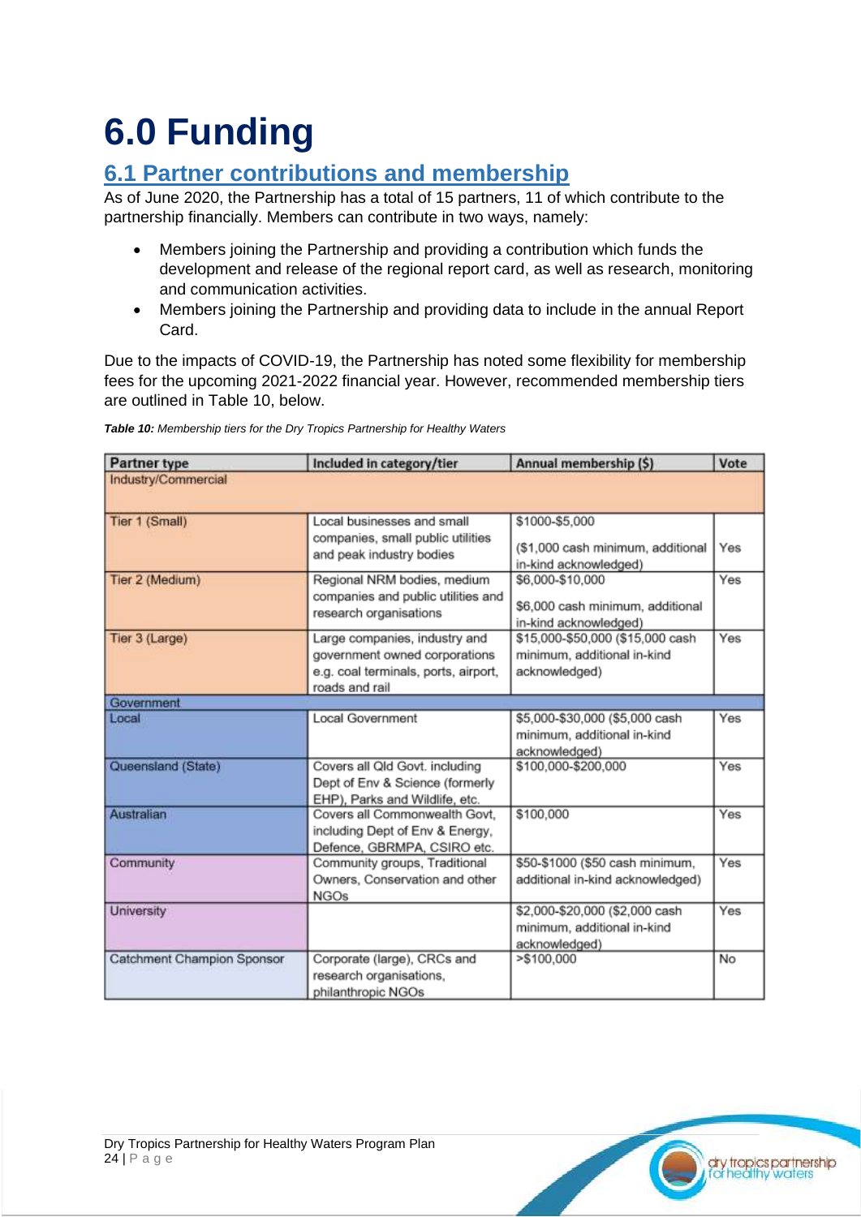# 6.0 Funding

## 6.1 Partner contributions and membership

As of June 2020, the Partnership has a total of 15 partners, 11 of which contribute to the partnership financially. Members can contribute in two ways, namely:

- Members joining the Partnership and providing a contribution which funds the development and release of the regional report card, as well as research, monitoring and communication activities.
- Members joining the Partnership and providing data to include in the annual Report Card.

Due to the impacts of COVID-19, the Partnership has noted some flexibility for membership fees for the upcoming 2021-2022 financial year. However, recommended membership tiers are outlined in Table 10, below.

***Table 10:*** *Membership tiers for the Dry Tropics Partnership for Healthy Waters*

| Partner type | Included in category/tier | Annual membership ($) | Vote |
|---|---|---|---|
| Industry/Commercial | | | |
| Tier 1 (Small) | Local businesses and small companies, small public utilities and peak industry bodies | $1000-$5,000<br><br>($1,000 cash minimum, additional in-kind acknowledged) | Yes |
| Tier 2 (Medium) | Regional NRM bodies, medium companies and public utilities and research organisations | $6,000-$10,000<br><br>$6,000 cash minimum, additional in-kind acknowledged) | Yes |
| Tier 3 (Large) | Large companies, industry and government owned corporations e.g. coal terminals, ports, airport, roads and rail | $15,000-$50,000 ($15,000 cash minimum, additional in-kind acknowledged) | Yes |
| Government | | | |
| Local | Local Government | $5,000-$30,000 ($5,000 cash minimum, additional in-kind acknowledged) | Yes |
| Queensland (State) | Covers all Qld Govt. including Dept of Env & Science (formerly EHP), Parks and Wildlife, etc. | $100,000-$200,000 | Yes |
| Australian | Covers all Commonwealth Govt, including Dept of Env & Energy, Defence, GBRMPA, CSIRO etc. | $100,000 | Yes |
| Community | Community groups, Traditional Owners, Conservation and other NGOs | $50-$1000 ($50 cash minimum, additional in-kind acknowledged) | Yes |
| University | | $2,000-$20,000 ($2,000 cash minimum, additional in-kind acknowledged) | Yes |
| Catchment Champion Sponsor | Corporate (large), CRCs and research organisations, philanthropic NGOs | >$100,000 | No |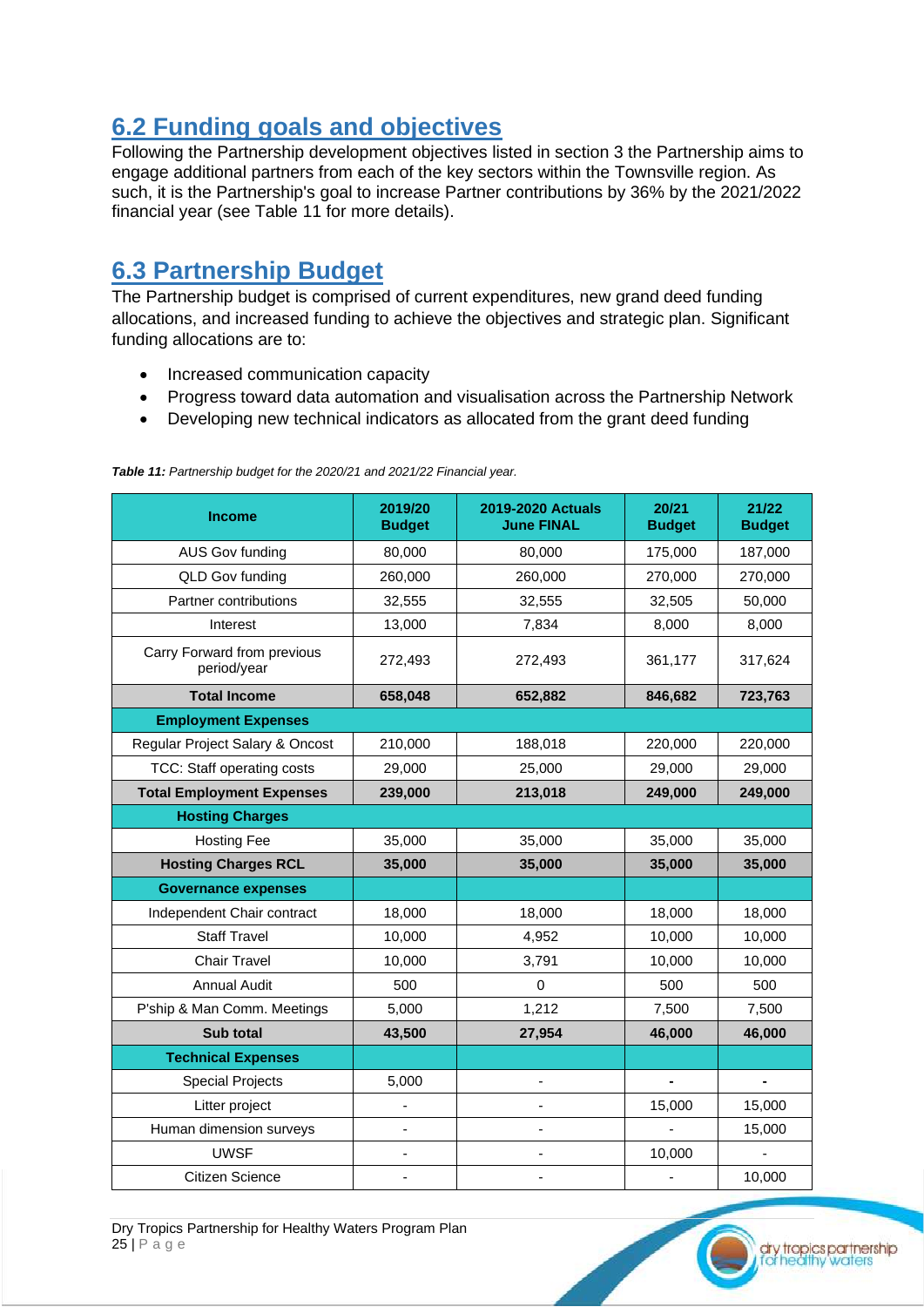## 6.2 Funding goals and objectives

Following the Partnership development objectives listed in section 3 the Partnership aims to engage additional partners from each of the key sectors within the Townsville region. As such, it is the Partnership's goal to increase Partner contributions by 36% by the 2021/2022 financial year (see Table 11 for more details).

## 6.3 Partnership Budget

The Partnership budget is comprised of current expenditures, new grand deed funding allocations, and increased funding to achieve the objectives and strategic plan. Significant funding allocations are to:

- Increased communication capacity
- Progress toward data automation and visualisation across the Partnership Network
- Developing new technical indicators as allocated from the grant deed funding

***Table 11:*** *Partnership budget for the 2020/21 and 2021/22 Financial year.*

| Income | 2019/20 Budget | 2019-2020 Actuals June FINAL | 20/21 Budget | 21/22 Budget |
|---|---|---|---|---|
| AUS Gov funding | 80,000 | 80,000 | 175,000 | 187,000 |
| QLD Gov funding | 260,000 | 260,000 | 270,000 | 270,000 |
| Partner contributions | 32,555 | 32,555 | 32,505 | 50,000 |
| Interest | 13,000 | 7,834 | 8,000 | 8,000 |
| Carry Forward from previous period/year | 272,493 | 272,493 | 361,177 | 317,624 |
| **Total Income** | **658,048** | **652,882** | **846,682** | **723,763** |
| **Employment Expenses** | | | | |
| Regular Project Salary & Oncost | 210,000 | 188,018 | 220,000 | 220,000 |
| TCC: Staff operating costs | 29,000 | 25,000 | 29,000 | 29,000 |
| **Total Employment Expenses** | **239,000** | **213,018** | **249,000** | **249,000** |
| **Hosting Charges** | | | | |
| Hosting Fee | 35,000 | 35,000 | 35,000 | 35,000 |
| **Hosting Charges RCL** | **35,000** | **35,000** | **35,000** | **35,000** |
| **Governance expenses** | | | | |
| Independent Chair contract | 18,000 | 18,000 | 18,000 | 18,000 |
| Staff Travel | 10,000 | 4,952 | 10,000 | 10,000 |
| Chair Travel | 10,000 | 3,791 | 10,000 | 10,000 |
| Annual Audit | 500 | 0 | 500 | 500 |
| P'ship & Man Comm. Meetings | 5,000 | 1,212 | 7,500 | 7,500 |
| **Sub total** | **43,500** | **27,954** | **46,000** | **46,000** |
| **Technical Expenses** | | | | |
| Special Projects | 5,000 | - | - | - |
| Litter project | - | - | 15,000 | 15,000 |
| Human dimension surveys | - | - | - | 15,000 |
| UWSF | - | - | 10,000 | - |
| Citizen Science | - | - | - | 10,000 |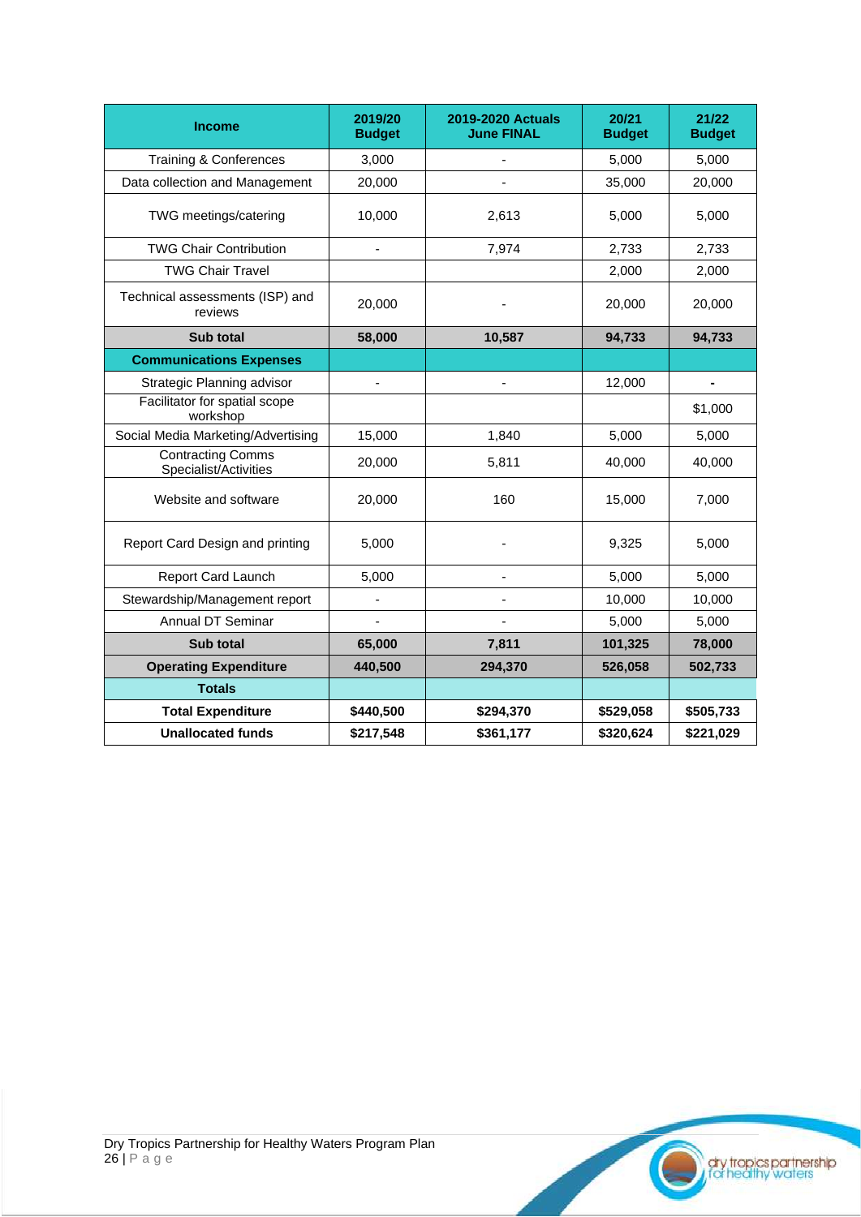| Income | 2019/20 Budget | 2019-2020 Actuals June FINAL | 20/21 Budget | 21/22 Budget |
|---|---|---|---|---|
| Training & Conferences | 3,000 | - | 5,000 | 5,000 |
| Data collection and Management | 20,000 | - | 35,000 | 20,000 |
| TWG meetings/catering | 10,000 | 2,613 | 5,000 | 5,000 |
| TWG Chair Contribution | - | 7,974 | 2,733 | 2,733 |
| TWG Chair Travel | | | 2,000 | 2,000 |
| Technical assessments (ISP) and reviews | 20,000 | - | 20,000 | 20,000 |
| **Sub total** | **58,000** | **10,587** | **94,733** | **94,733** |
| **Communications Expenses** | | | | |
| Strategic Planning advisor | - | - | 12,000 | - |
| Facilitator for spatial scope workshop | | | | $1,000 |
| Social Media Marketing/Advertising | 15,000 | 1,840 | 5,000 | 5,000 |
| Contracting Comms Specialist/Activities | 20,000 | 5,811 | 40,000 | 40,000 |
| Website and software | 20,000 | 160 | 15,000 | 7,000 |
| Report Card Design and printing | 5,000 | - | 9,325 | 5,000 |
| Report Card Launch | 5,000 | - | 5,000 | 5,000 |
| Stewardship/Management report | - | - | 10,000 | 10,000 |
| Annual DT Seminar | - | - | 5,000 | 5,000 |
| **Sub total** | **65,000** | **7,811** | **101,325** | **78,000** |
| **Operating Expenditure** | **440,500** | **294,370** | **526,058** | **502,733** |
| **Totals** | | | | |
| **Total Expenditure** | **$440,500** | **$294,370** | **$529,058** | **$505,733** |
| **Unallocated funds** | **$217,548** | **$361,177** | **$320,624** | **$221,029** |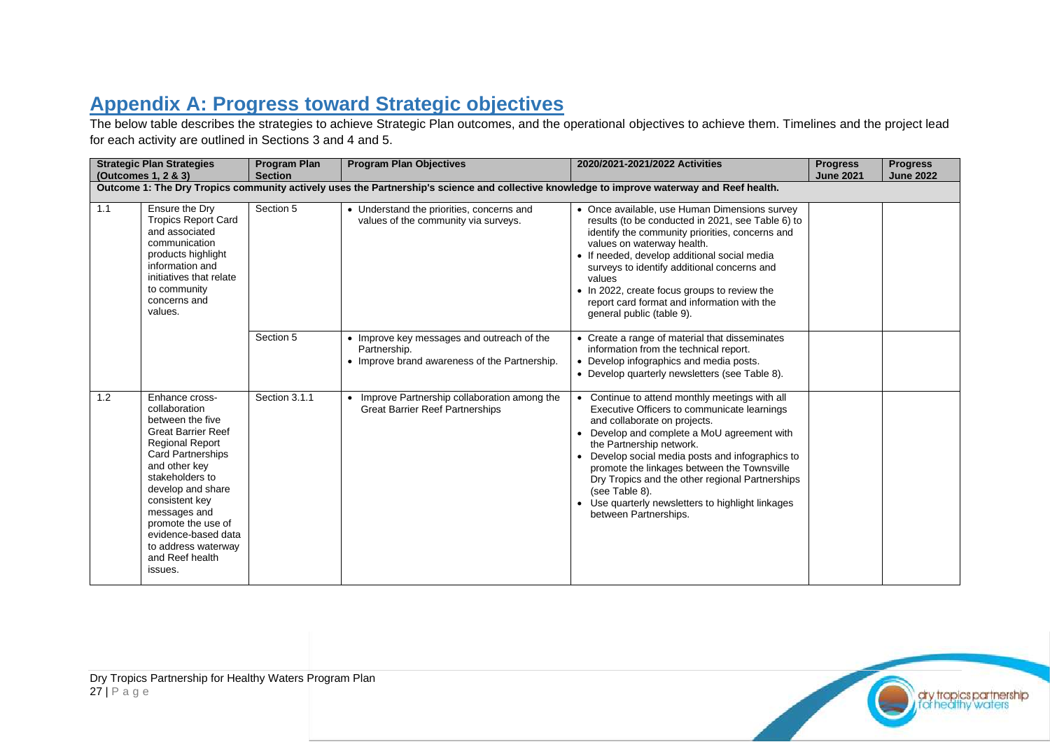## Appendix A: Progress toward Strategic objectives

The below table describes the strategies to achieve Strategic Plan outcomes, and the operational objectives to achieve them. Timelines and the project lead for each activity are outlined in Sections 3 and 4 and 5.

| Strategic Plan Strategies (Outcomes 1, 2 & 3) | | Program Plan Section | Program Plan Objectives | 2020/2021-2021/2022 Activities | Progress June 2021 | Progress June 2022 |
|---|---|---|---|---|---|---|
| **Outcome 1: The Dry Tropics community actively uses the Partnership's science and collective knowledge to improve waterway and Reef health.** | | | | | | |
| 1.1 | Ensure the Dry Tropics Report Card and associated communication products highlight information and initiatives that relate to community concerns and values. | Section 5 | • Understand the priorities, concerns and values of the community via surveys. | • Once available, use Human Dimensions survey results (to be conducted in 2021, see Table 6) to identify the community priorities, concerns and values on waterway health.<br>• If needed, develop additional social media surveys to identify additional concerns and values<br>• In 2022, create focus groups to review the report card format and information with the general public (table 9). | | |
| | | Section 5 | • Improve key messages and outreach of the Partnership.<br>• Improve brand awareness of the Partnership. | • Create a range of material that disseminates information from the technical report.<br>• Develop infographics and media posts.<br>• Develop quarterly newsletters (see Table 8). | | |
| 1.2 | Enhance cross-collaboration between the five Great Barrier Reef Regional Report Card Partnerships and other key stakeholders to develop and share consistent key messages and promote the use of evidence-based data to address waterway and Reef health issues. | Section 3.1.1 | • Improve Partnership collaboration among the Great Barrier Reef Partnerships | • Continue to attend monthly meetings with all Executive Officers to communicate learnings and collaborate on projects.<br>• Develop and complete a MoU agreement with the Partnership network.<br>• Develop social media posts and infographics to promote the linkages between the Townsville Dry Tropics and the other regional Partnerships (see Table 8).<br>• Use quarterly newsletters to highlight linkages between Partnerships. | | |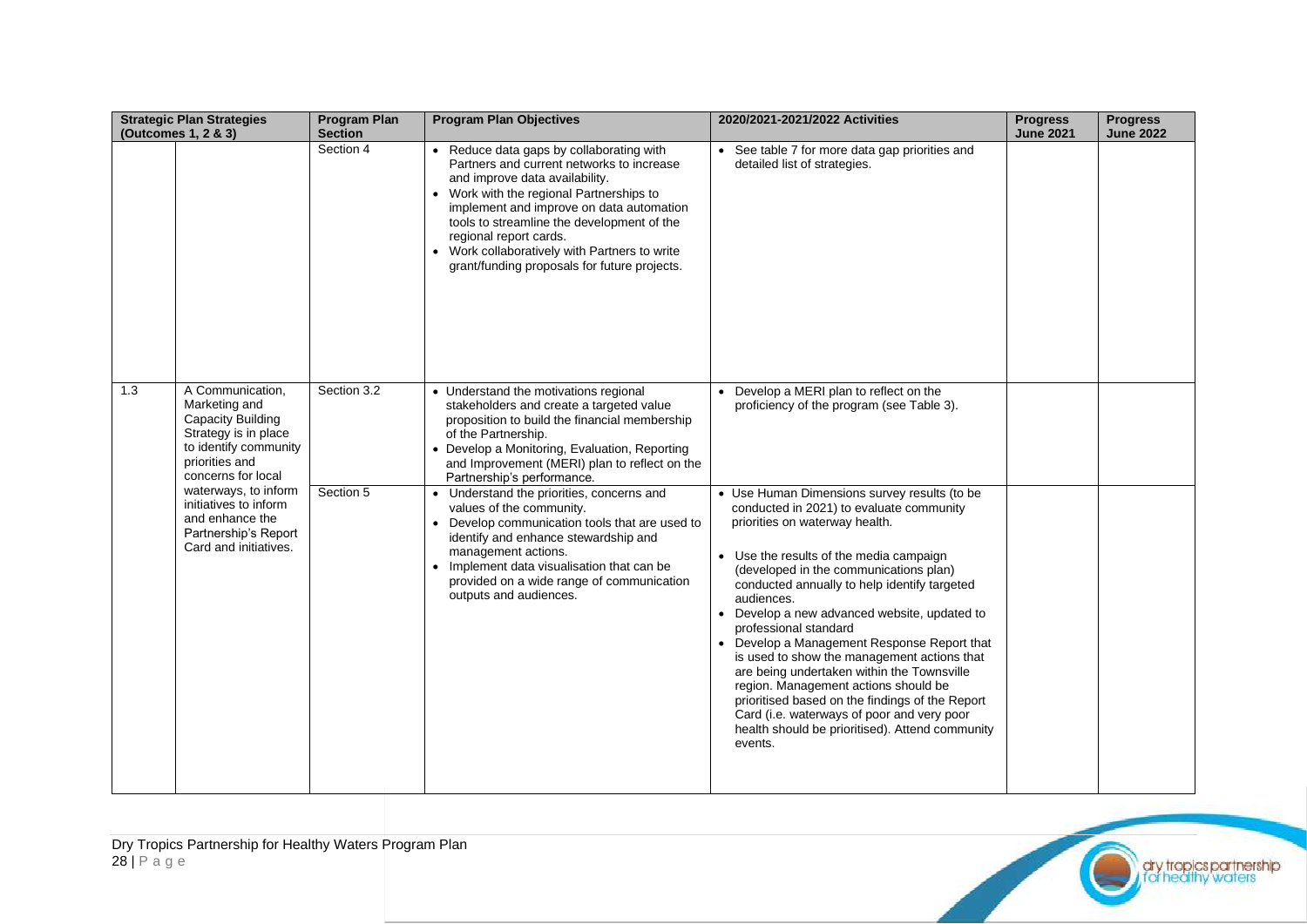| Strategic Plan Strategies (Outcomes 1, 2 & 3) | | Program Plan Section | Program Plan Objectives | 2020/2021-2021/2022 Activities | Progress June 2021 | Progress June 2022 |
|---|---|---|---|---|---|---|
| | | Section 4 | • Reduce data gaps by collaborating with Partners and current networks to increase and improve data availability.<br>• Work with the regional Partnerships to implement and improve on data automation tools to streamline the development of the regional report cards.<br>• Work collaboratively with Partners to write grant/funding proposals for future projects. | • See table 7 for more data gap priorities and detailed list of strategies. | | |
| 1.3 | A Communication, Marketing and Capacity Building Strategy is in place to identify community priorities and concerns for local waterways, to inform initiatives to inform and enhance the Partnership's Report Card and initiatives. | Section 3.2 | • Understand the motivations regional stakeholders and create a targeted value proposition to build the financial membership of the Partnership.<br>• Develop a Monitoring, Evaluation, Reporting and Improvement (MERI) plan to reflect on the Partnership's performance. | • Develop a MERI plan to reflect on the proficiency of the program (see Table 3). | | |
| | | Section 5 | • Understand the priorities, concerns and values of the community.<br>• Develop communication tools that are used to identify and enhance stewardship and management actions.<br>• Implement data visualisation that can be provided on a wide range of communication outputs and audiences. | • Use Human Dimensions survey results (to be conducted in 2021) to evaluate community priorities on waterway health.<br>• Use the results of the media campaign (developed in the communications plan) conducted annually to help identify targeted audiences.<br>• Develop a new advanced website, updated to professional standard<br>• Develop a Management Response Report that is used to show the management actions that are being undertaken within the Townsville region. Management actions should be prioritised based on the findings of the Report Card (i.e. waterways of poor and very poor health should be prioritised). Attend community events. | | |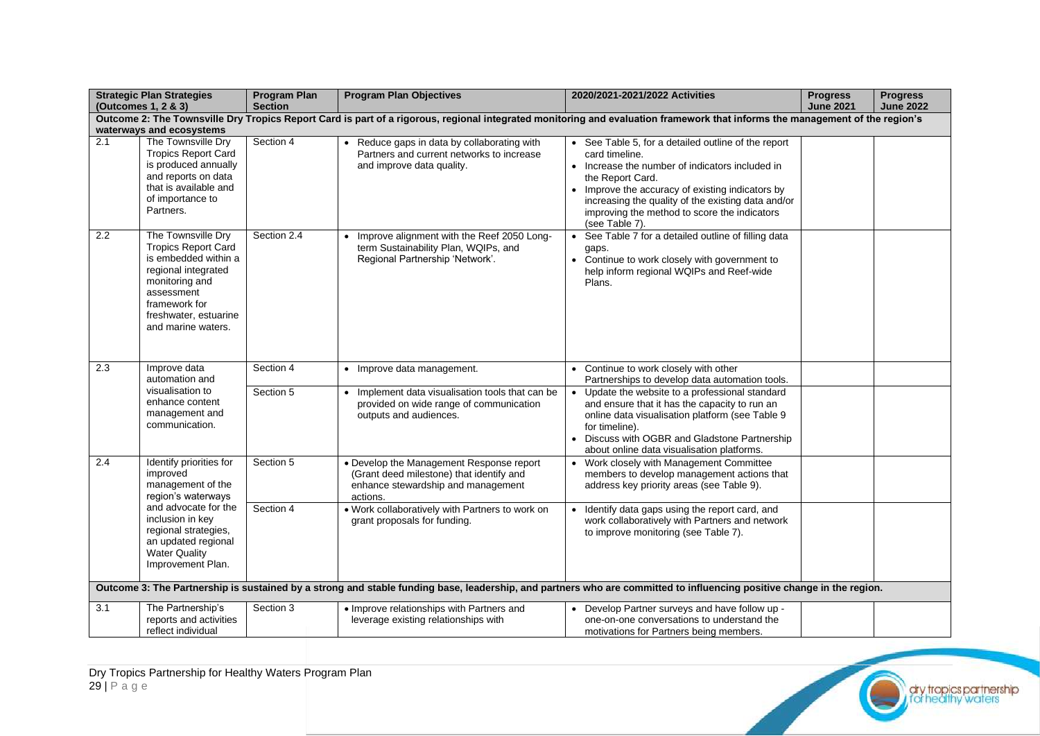| Strategic Plan Strategies (Outcomes 1, 2 & 3) | | Program Plan Section | Program Plan Objectives | 2020/2021-2021/2022 Activities | Progress June 2021 | Progress June 2022 |
|---|---|---|---|---|---|---|
| **Outcome 2: The Townsville Dry Tropics Report Card is part of a rigorous, regional integrated monitoring and evaluation framework that informs the management of the region's waterways and ecosystems** | | | | | | |
| 2.1 | The Townsville Dry Tropics Report Card is produced annually and reports on data that is available and of importance to Partners. | Section 4 | • Reduce gaps in data by collaborating with Partners and current networks to increase and improve data quality. | • See Table 5, for a detailed outline of the report card timeline.<br>• Increase the number of indicators included in the Report Card.<br>• Improve the accuracy of existing indicators by increasing the quality of the existing data and/or improving the method to score the indicators (see Table 7). | | |
| 2.2 | The Townsville Dry Tropics Report Card is embedded within a regional integrated monitoring and assessment framework for freshwater, estuarine and marine waters. | Section 2.4 | • Improve alignment with the Reef 2050 Long-term Sustainability Plan, WQIPs, and Regional Partnership 'Network'. | • See Table 7 for a detailed outline of filling data gaps.<br>• Continue to work closely with government to help inform regional WQIPs and Reef-wide Plans. | | |
| 2.3 | Improve data automation and visualisation to enhance content management and communication. | Section 4 | • Improve data management. | • Continue to work closely with other Partnerships to develop data automation tools. | | |
| | | Section 5 | • Implement data visualisation tools that can be provided on wide range of communication outputs and audiences. | • Update the website to a professional standard and ensure that it has the capacity to run an online data visualisation platform (see Table 9 for timeline).<br>• Discuss with OGBR and Gladstone Partnership about online data visualisation platforms. | | |
| 2.4 | Identify priorities for improved management of the region's waterways and advocate for the inclusion in key regional strategies, an updated regional Water Quality Improvement Plan. | Section 5 | • Develop the Management Response report (Grant deed milestone) that identify and enhance stewardship and management actions. | • Work closely with Management Committee members to develop management actions that address key priority areas (see Table 9). | | |
| | | Section 4 | • Work collaboratively with Partners to work on grant proposals for funding. | • Identify data gaps using the report card, and work collaboratively with Partners and network to improve monitoring (see Table 7). | | |
| **Outcome 3: The Partnership is sustained by a strong and stable funding base, leadership, and partners who are committed to influencing positive change in the region.** | | | | | | |
| 3.1 | The Partnership's reports and activities reflect individual | Section 3 | • Improve relationships with Partners and leverage existing relationships with | • Develop Partner surveys and have follow up - one-on-one conversations to understand the motivations for Partners being members. | | |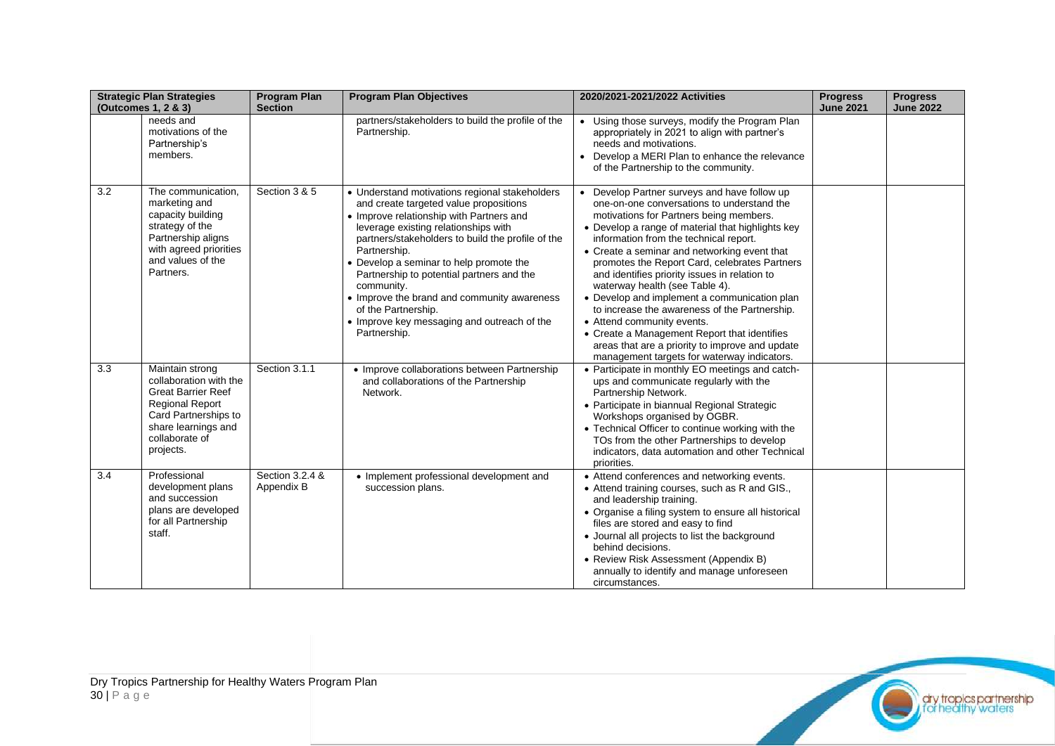| Strategic Plan Strategies (Outcomes 1, 2 & 3) | | Program Plan Section | Program Plan Objectives | 2020/2021-2021/2022 Activities | Progress June 2021 | Progress June 2022 |
|---|---|---|---|---|---|---|
| | needs and motivations of the Partnership's members. | | partners/stakeholders to build the profile of the Partnership. | • Using those surveys, modify the Program Plan appropriately in 2021 to align with partner's needs and motivations.<br>• Develop a MERI Plan to enhance the relevance of the Partnership to the community. | | |
| 3.2 | The communication, marketing and capacity building strategy of the Partnership aligns with agreed priorities and values of the Partners. | Section 3 & 5 | • Understand motivations regional stakeholders and create targeted value propositions<br>• Improve relationship with Partners and leverage existing relationships with partners/stakeholders to build the profile of the Partnership.<br>• Develop a seminar to help promote the Partnership to potential partners and the community.<br>• Improve the brand and community awareness of the Partnership.<br>• Improve key messaging and outreach of the Partnership. | • Develop Partner surveys and have follow up one-on-one conversations to understand the motivations for Partners being members.<br>• Develop a range of material that highlights key information from the technical report.<br>• Create a seminar and networking event that promotes the Report Card, celebrates Partners and identifies priority issues in relation to waterway health (see Table 4).<br>• Develop and implement a communication plan to increase the awareness of the Partnership.<br>• Attend community events.<br>• Create a Management Report that identifies areas that are a priority to improve and update management targets for waterway indicators. | | |
| 3.3 | Maintain strong collaboration with the Great Barrier Reef Regional Report Card Partnerships to share learnings and collaborate of projects. | Section 3.1.1 | • Improve collaborations between Partnership and collaborations of the Partnership Network. | • Participate in monthly EO meetings and catch-ups and communicate regularly with the Partnership Network.<br>• Participate in biannual Regional Strategic Workshops organised by OGBR.<br>• Technical Officer to continue working with the TOs from the other Partnerships to develop indicators, data automation and other Technical priorities. | | |
| 3.4 | Professional development plans and succession plans are developed for all Partnership staff. | Section 3.2.4 & Appendix B | • Implement professional development and succession plans. | • Attend conferences and networking events.<br>• Attend training courses, such as R and GIS., and leadership training.<br>• Organise a filing system to ensure all historical files are stored and easy to find<br>• Journal all projects to list the background behind decisions.<br>• Review Risk Assessment (Appendix B) annually to identify and manage unforeseen circumstances. | | |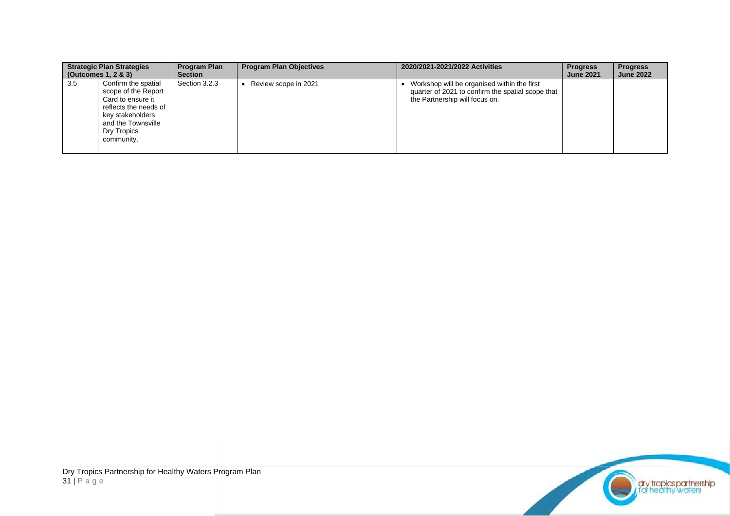| Strategic Plan Strategies (Outcomes 1, 2 & 3) | | Program Plan Section | Program Plan Objectives | 2020/2021-2021/2022 Activities | Progress June 2021 | Progress June 2022 |
|---|---|---|---|---|---|---|
| 3.5 | Confirm the spatial scope of the Report Card to ensure it reflects the needs of key stakeholders and the Townsville Dry Tropics community. | Section 3.2.3 | • Review scope in 2021 | • Workshop will be organised within the first quarter of 2021 to confirm the spatial scope that the Partnership will focus on. | | |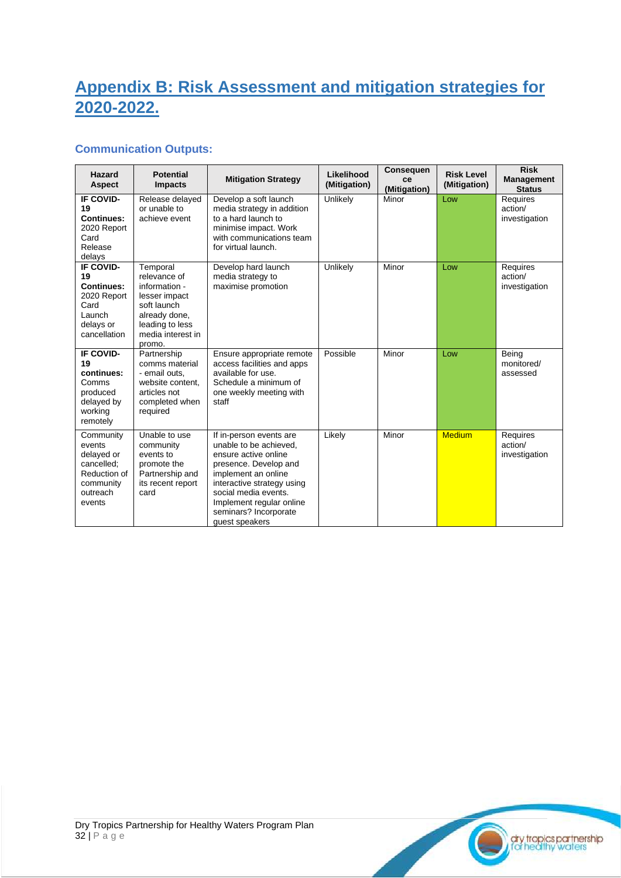# Appendix B: Risk Assessment and mitigation strategies for 2020-2022.

### Communication Outputs:

| Hazard Aspect | Potential Impacts | Mitigation Strategy | Likelihood (Mitigation) | Consequence (Mitigation) | Risk Level (Mitigation) | Risk Management Status |
|---|---|---|---|---|---|---|
| **IF COVID-19 Continues:** 2020 Report Card Release delays | Release delayed or unable to achieve event | Develop a soft launch media strategy in addition to a hard launch to minimise impact. Work with communications team for virtual launch. | Unlikely | Minor | Low | Requires action/ investigation |
| **IF COVID-19 Continues:** 2020 Report Card Launch delays or cancellation | Temporal relevance of information - lesser impact soft launch already done, leading to less media interest in promo. | Develop hard launch media strategy to maximise promotion | Unlikely | Minor | Low | Requires action/ investigation |
| **IF COVID-19 continues:** Comms produced delayed by working remotely | Partnership comms material - email outs, website content, articles not completed when required | Ensure appropriate remote access facilities and apps available for use. Schedule a minimum of one weekly meeting with staff | Possible | Minor | Low | Being monitored/ assessed |
| Community events delayed or cancelled; Reduction of community outreach events | Unable to use community events to promote the Partnership and its recent report card | If in-person events are unable to be achieved, ensure active online presence. Develop and implement an online interactive strategy using social media events. Implement regular online seminars? Incorporate guest speakers | Likely | Minor | Medium | Requires action/ investigation |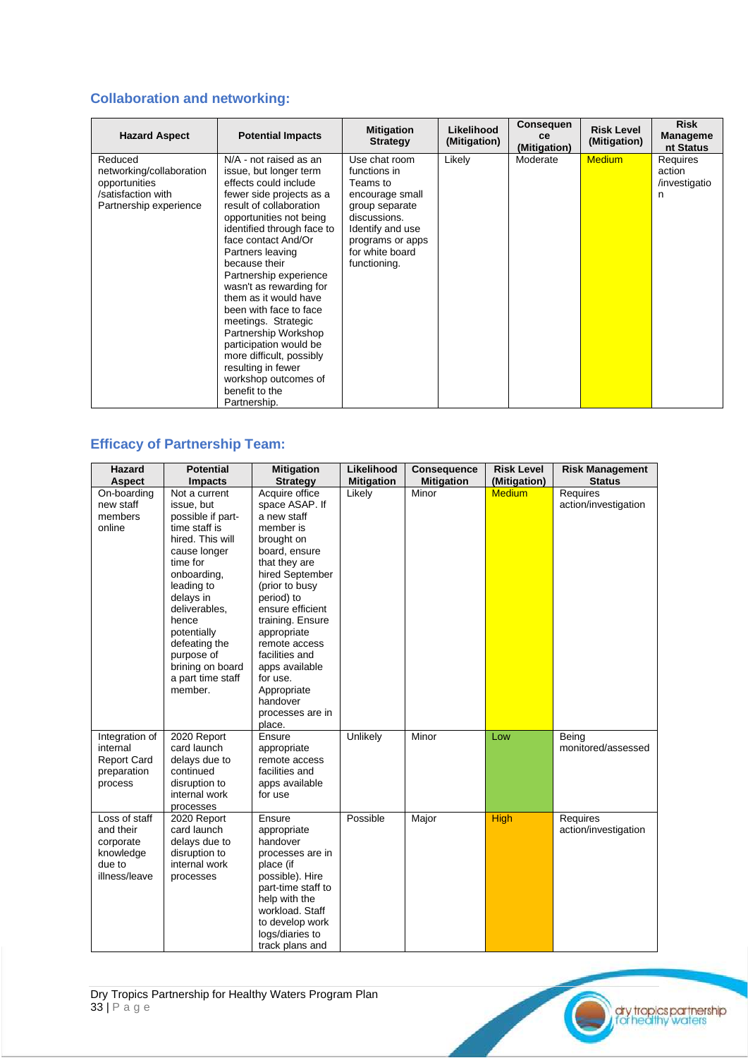## Collaboration and networking:

| Hazard Aspect | Potential Impacts | Mitigation Strategy | Likelihood (Mitigation) | Consequence (Mitigation) | Risk Level (Mitigation) | Risk Management Status |
|---|---|---|---|---|---|---|
| Reduced networking/collaboration opportunities /satisfaction with Partnership experience | N/A - not raised as an issue, but longer term effects could include fewer side projects as a result of collaboration opportunities not being identified through face to face contact And/Or Partners leaving because their Partnership experience wasn't as rewarding for them as it would have been with face to face meetings. Strategic Partnership Workshop participation would be more difficult, possibly resulting in fewer workshop outcomes of benefit to the Partnership. | Use chat room functions in Teams to encourage small group separate discussions. Identify and use programs or apps for white board functioning. | Likely | Moderate | Medium | Requires action /investigation |

## Efficacy of Partnership Team:

| Hazard Aspect | Potential Impacts | Mitigation Strategy | Likelihood Mitigation | Consequence Mitigation | Risk Level (Mitigation) | Risk Management Status |
|---|---|---|---|---|---|---|
| On-boarding new staff members online | Not a current issue, but possible if part-time staff is hired. This will cause longer time for onboarding, leading to delays in deliverables, hence potentially defeating the purpose of brining on board a part time staff member. | Acquire office space ASAP. If a new staff member is brought on board, ensure that they are hired September (prior to busy period) to ensure efficient training. Ensure appropriate remote access facilities and apps available for use. Appropriate handover processes are in place. | Likely | Minor | Medium | Requires action/investigation |
| Integration of internal Report Card preparation process | 2020 Report card launch delays due to continued disruption to internal work processes | Ensure appropriate remote access facilities and apps available for use | Unlikely | Minor | Low | Being monitored/assessed |
| Loss of staff and their corporate knowledge due to illness/leave | 2020 Report card launch delays due to disruption to internal work processes | Ensure appropriate handover processes are in place (if possible). Hire part-time staff to help with the workload. Staff to develop work logs/diaries to track plans and | Possible | Major | High | Requires action/investigation |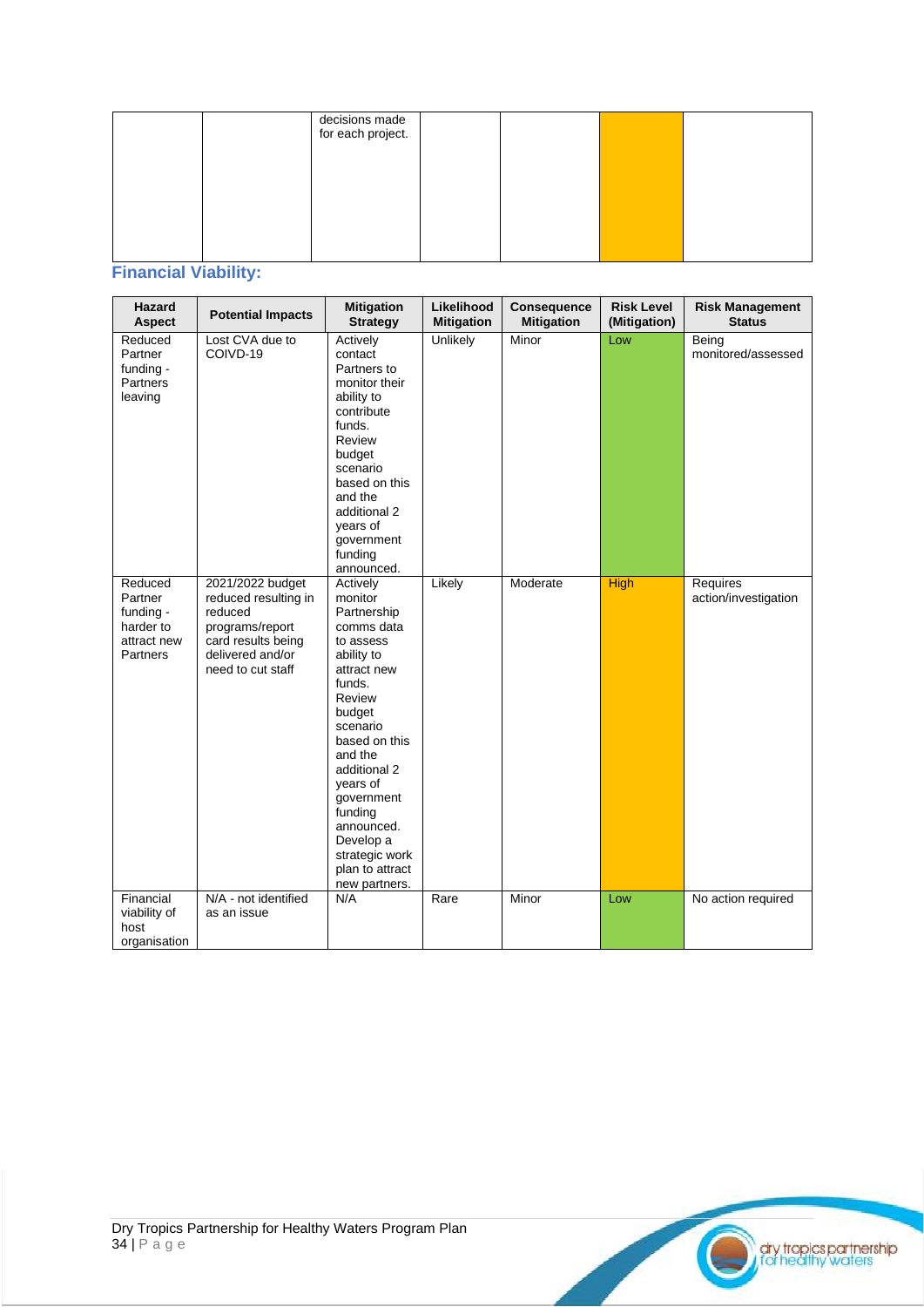| | | decisions made for each project. | | | | |
|---|---|---|---|---|---|---|

## Financial Viability:

| Hazard Aspect | Potential Impacts | Mitigation Strategy | Likelihood Mitigation | Consequence Mitigation | Risk Level (Mitigation) | Risk Management Status |
|---|---|---|---|---|---|---|
| Reduced Partner funding - Partners leaving | Lost CVA due to COIVD-19 | Actively contact Partners to monitor their ability to contribute funds. Review budget scenario based on this and the additional 2 years of government funding announced. | Unlikely | Minor | Low | Being monitored/assessed |
| Reduced Partner funding - harder to attract new Partners | 2021/2022 budget reduced resulting in reduced programs/report card results being delivered and/or need to cut staff | Actively monitor Partnership comms data to assess ability to attract new funds. Review budget scenario based on this and the additional 2 years of government funding announced. Develop a strategic work plan to attract new partners. | Likely | Moderate | High | Requires action/investigation |
| Financial viability of host organisation | N/A - not identified as an issue | N/A | Rare | Minor | Low | No action required |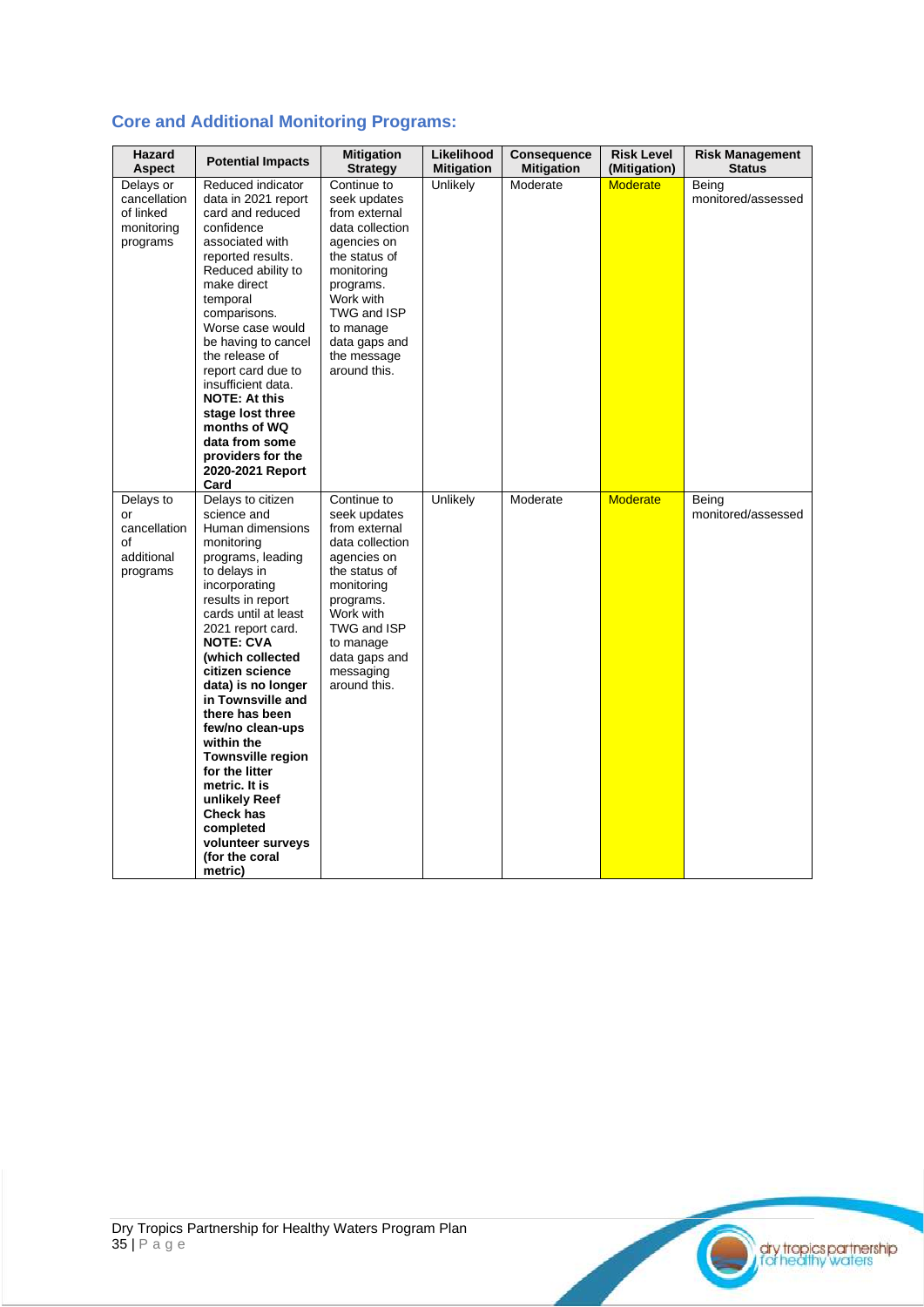## Core and Additional Monitoring Programs:

| Hazard Aspect | Potential Impacts | Mitigation Strategy | Likelihood Mitigation | Consequence Mitigation | Risk Level (Mitigation) | Risk Management Status |
|---|---|---|---|---|---|---|
| Delays or cancellation of linked monitoring programs | Reduced indicator data in 2021 report card and reduced confidence associated with reported results. Reduced ability to make direct temporal comparisons. Worse case would be having to cancel the release of report card due to insufficient data. **NOTE: At this stage lost three months of WQ data from some providers for the 2020-2021 Report Card** | Continue to seek updates from external data collection agencies on the status of monitoring programs. Work with TWG and ISP to manage data gaps and the message around this. | Unlikely | Moderate | Moderate | Being monitored/assessed |
| Delays to or cancellation of additional programs | Delays to citizen science and Human dimensions monitoring programs, leading to delays in incorporating results in report cards until at least 2021 report card. **NOTE: CVA (which collected citizen science data) is no longer in Townsville and there has been few/no clean-ups within the Townsville region for the litter metric. It is unlikely Reef Check has completed volunteer surveys (for the coral metric)** | Continue to seek updates from external data collection agencies on the status of monitoring programs. Work with TWG and ISP to manage data gaps and messaging around this. | Unlikely | Moderate | Moderate | Being monitored/assessed |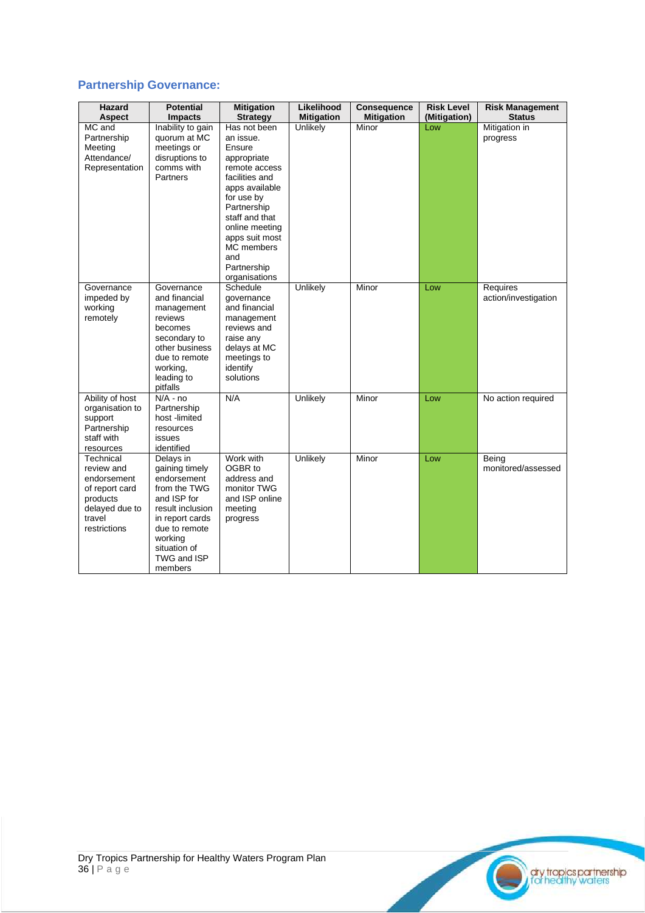## Partnership Governance:

| Hazard Aspect | Potential Impacts | Mitigation Strategy | Likelihood Mitigation | Consequence Mitigation | Risk Level (Mitigation) | Risk Management Status |
|---|---|---|---|---|---|---|
| MC and Partnership Meeting Attendance/ Representation | Inability to gain quorum at MC meetings or disruptions to comms with Partners | Has not been an issue. Ensure appropriate remote access facilities and apps available for use by Partnership staff and that online meeting apps suit most MC members and Partnership organisations | Unlikely | Minor | Low | Mitigation in progress |
| Governance impeded by working remotely | Governance and financial management reviews becomes secondary to other business due to remote working, leading to pitfalls | Schedule governance and financial management reviews and raise any delays at MC meetings to identify solutions | Unlikely | Minor | Low | Requires action/investigation |
| Ability of host organisation to support Partnership staff with resources | N/A - no Partnership host -limited resources issues identified | N/A | Unlikely | Minor | Low | No action required |
| Technical review and endorsement of report card products delayed due to travel restrictions | Delays in gaining timely endorsement from the TWG and ISP for result inclusion in report cards due to remote working situation of TWG and ISP members | Work with OGBR to address and monitor TWG and ISP online meeting progress | Unlikely | Minor | Low | Being monitored/assessed |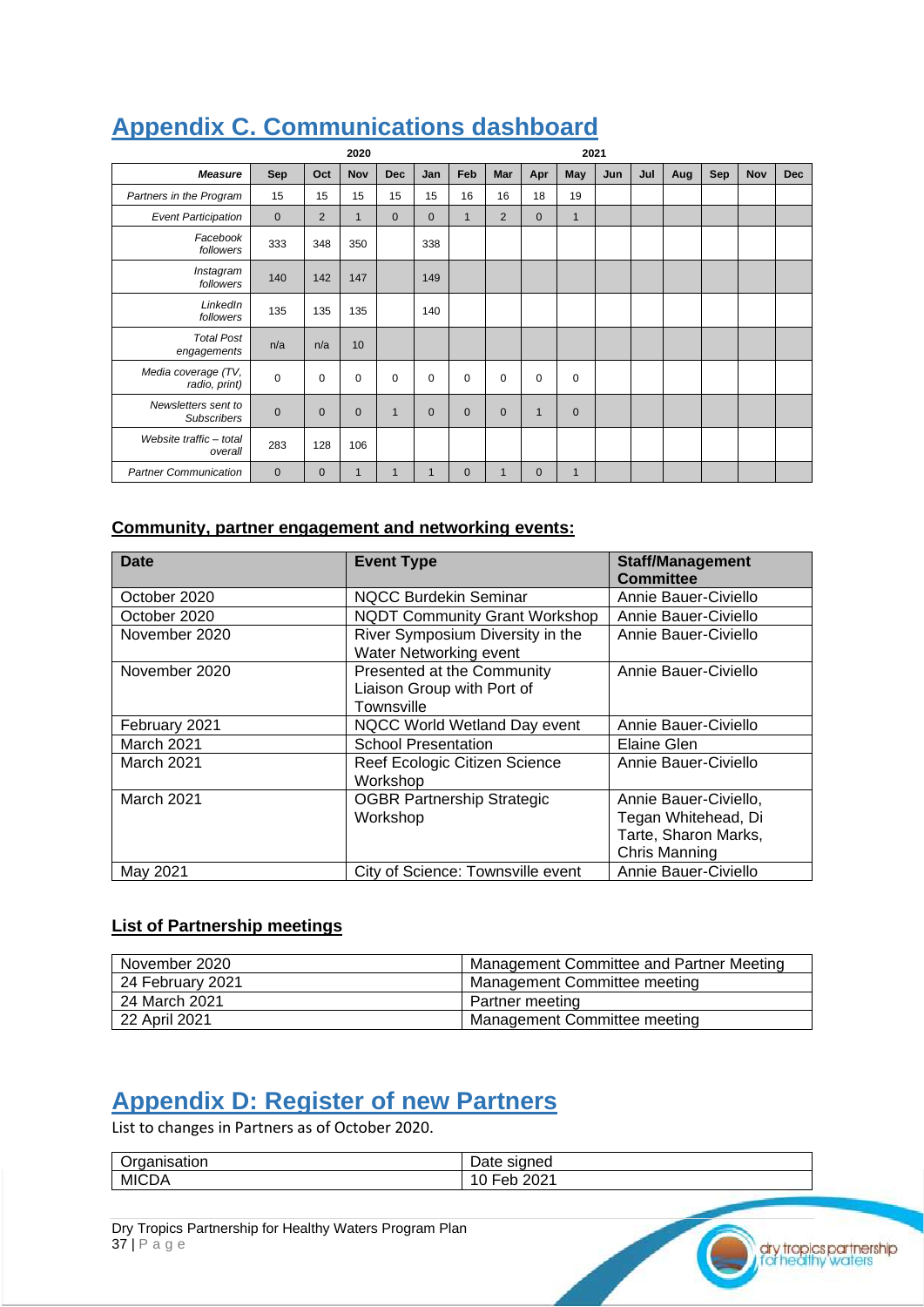# Appendix C. Communications dashboard

| | 2020 | | | | 2021 | | | | | | | | | | |
|---|---|---|---|---|---|---|---|---|---|---|---|---|---|---|---|
| ***Measure*** | **Sep** | **Oct** | **Nov** | **Dec** | **Jan** | **Feb** | **Mar** | **Apr** | **May** | **Jun** | **Jul** | **Aug** | **Sep** | **Nov** | **Dec** |
| *Partners in the Program* | 15 | 15 | 15 | 15 | 15 | 16 | 16 | 18 | 19 | | | | | | |
| *Event Participation* | 0 | 2 | 1 | 0 | 0 | 1 | 2 | 0 | 1 | | | | | | |
| *Facebook followers* | 333 | 348 | 350 | | 338 | | | | | | | | | | |
| *Instagram followers* | 140 | 142 | 147 | | 149 | | | | | | | | | | |
| *LinkedIn followers* | 135 | 135 | 135 | | 140 | | | | | | | | | | |
| *Total Post engagements* | n/a | n/a | 10 | | | | | | | | | | | | |
| *Media coverage (TV, radio, print)* | 0 | 0 | 0 | 0 | 0 | 0 | 0 | 0 | 0 | | | | | | |
| *Newsletters sent to Subscribers* | 0 | 0 | 0 | 1 | 0 | 0 | 0 | 1 | 0 | | | | | | |
| *Website traffic – total overall* | 283 | 128 | 106 | | | | | | | | | | | | |
| *Partner Communication* | 0 | 0 | 1 | 1 | 1 | 0 | 1 | 0 | 1 | | | | | | |

## Community, partner engagement and networking events:

| Date | Event Type | Staff/Management Committee |
|---|---|---|
| October 2020 | NQCC Burdekin Seminar | Annie Bauer-Civiello |
| October 2020 | NQDT Community Grant Workshop | Annie Bauer-Civiello |
| November 2020 | River Symposium Diversity in the Water Networking event | Annie Bauer-Civiello |
| November 2020 | Presented at the Community Liaison Group with Port of Townsville | Annie Bauer-Civiello |
| February 2021 | NQCC World Wetland Day event | Annie Bauer-Civiello |
| March 2021 | School Presentation | Elaine Glen |
| March 2021 | Reef Ecologic Citizen Science Workshop | Annie Bauer-Civiello |
| March 2021 | OGBR Partnership Strategic Workshop | Annie Bauer-Civiello, Tegan Whitehead, Di Tarte, Sharon Marks, Chris Manning |
| May 2021 | City of Science: Townsville event | Annie Bauer-Civiello |

## List of Partnership meetings

| | |
|---|---|
| November 2020 | Management Committee and Partner Meeting |
| 24 February 2021 | Management Committee meeting |
| 24 March 2021 | Partner meeting |
| 22 April 2021 | Management Committee meeting |

# Appendix D: Register of new Partners

List to changes in Partners as of October 2020.

| Organisation | Date signed |
|---|---|
| MICDA | 10 Feb 2021 |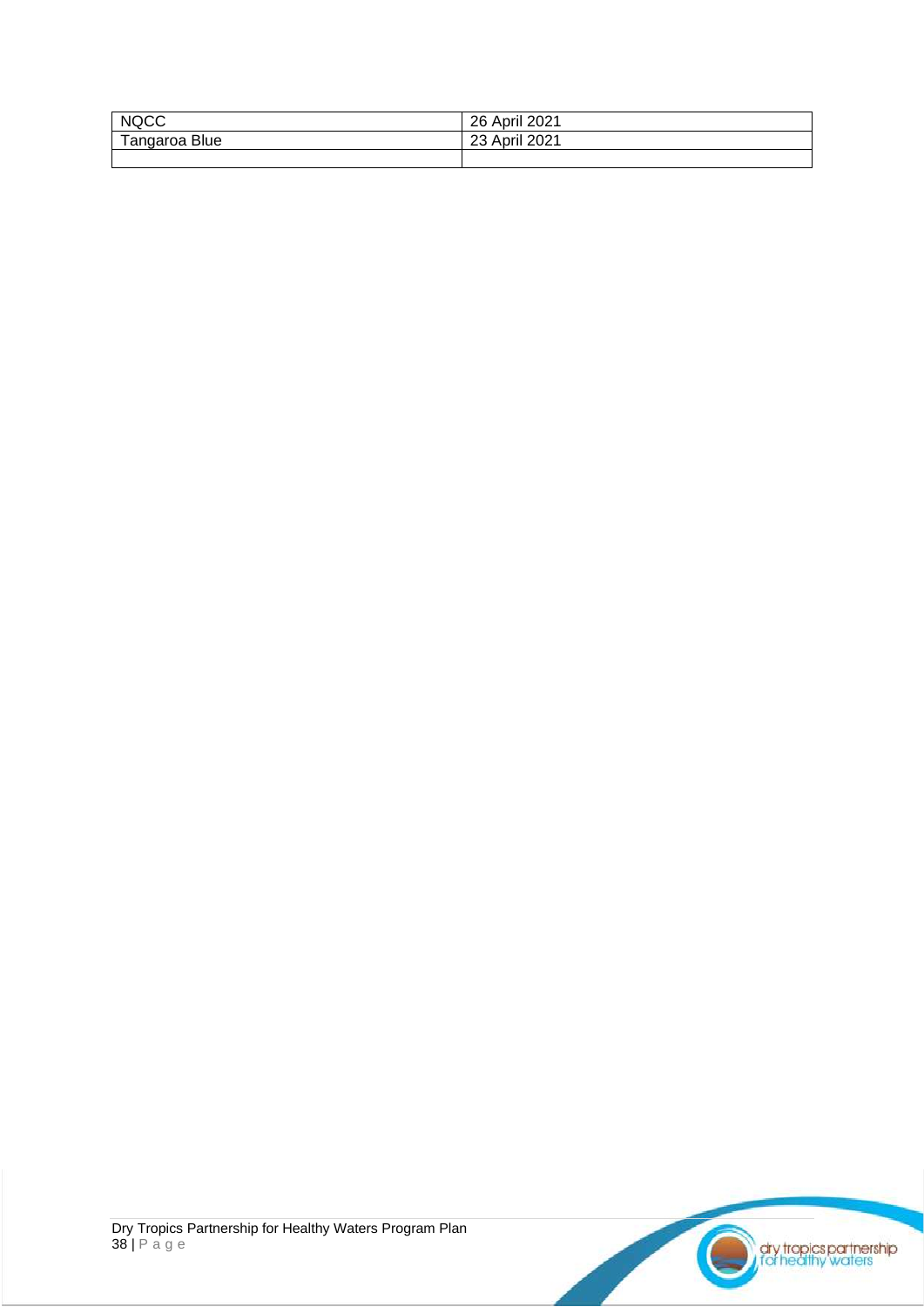| | |
|---|---|
| NQCC | 26 April 2021 |
| Tangaroa Blue | 23 April 2021 |
| | |